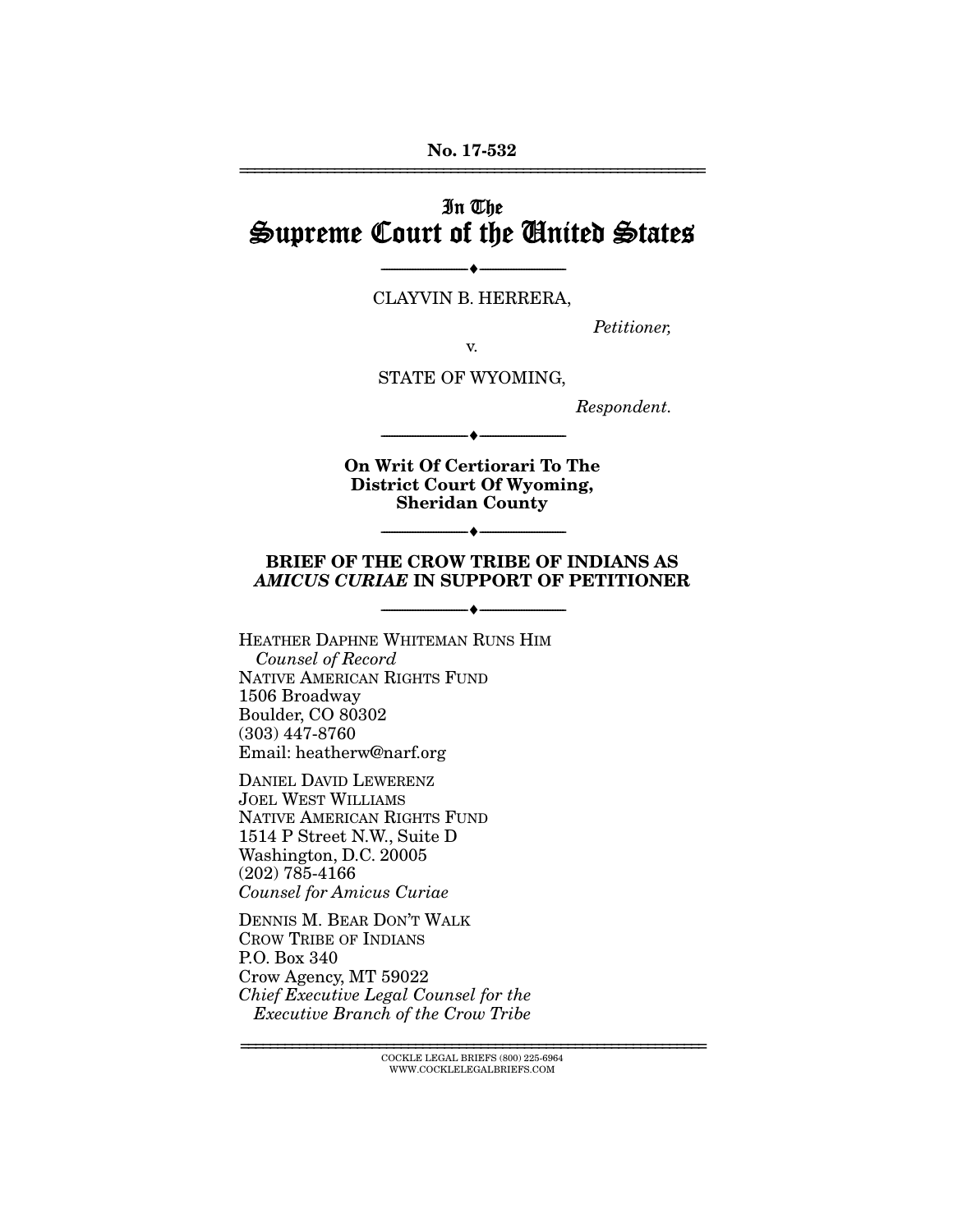No. 17-532

# In The Supreme Court of the United States

---

CLAYVIN B. HERRERA,

*Petitioner,*

v.

STATE OF WYOMING,

*Respondent.*

---

**On Writ Of Certiorari To The District Court Of Wyoming, Sheridan County**

---

**BRIEF OF THE CROW TRIBE OF INDIANS AS *AMICUS CURIAE* IN SUPPORT OF PETITIONER**

---

HEATHER DAPHNE WHITEMAN RUNS HIM
*Counsel of Record*
NATIVE AMERICAN RIGHTS FUND
1506 Broadway
Boulder, CO 80302
(303) 447-8760
Email: heatherw@narf.org

DANIEL DAVID LEWERENZ
JOEL WEST WILLIAMS
NATIVE AMERICAN RIGHTS FUND
1514 P Street N.W., Suite D
Washington, D.C. 20005
(202) 785-4166
*Counsel for Amicus Curiae*

DENNIS M. BEAR DON'T WALK
CROW TRIBE OF INDIANS
P.O. Box 340
Crow Agency, MT 59022
*Chief Executive Legal Counsel for the Executive Branch of the Crow Tribe*

COCKLE LEGAL BRIEFS (800) 225-6964
WWW.COCKLELEGALBRIEFS.COM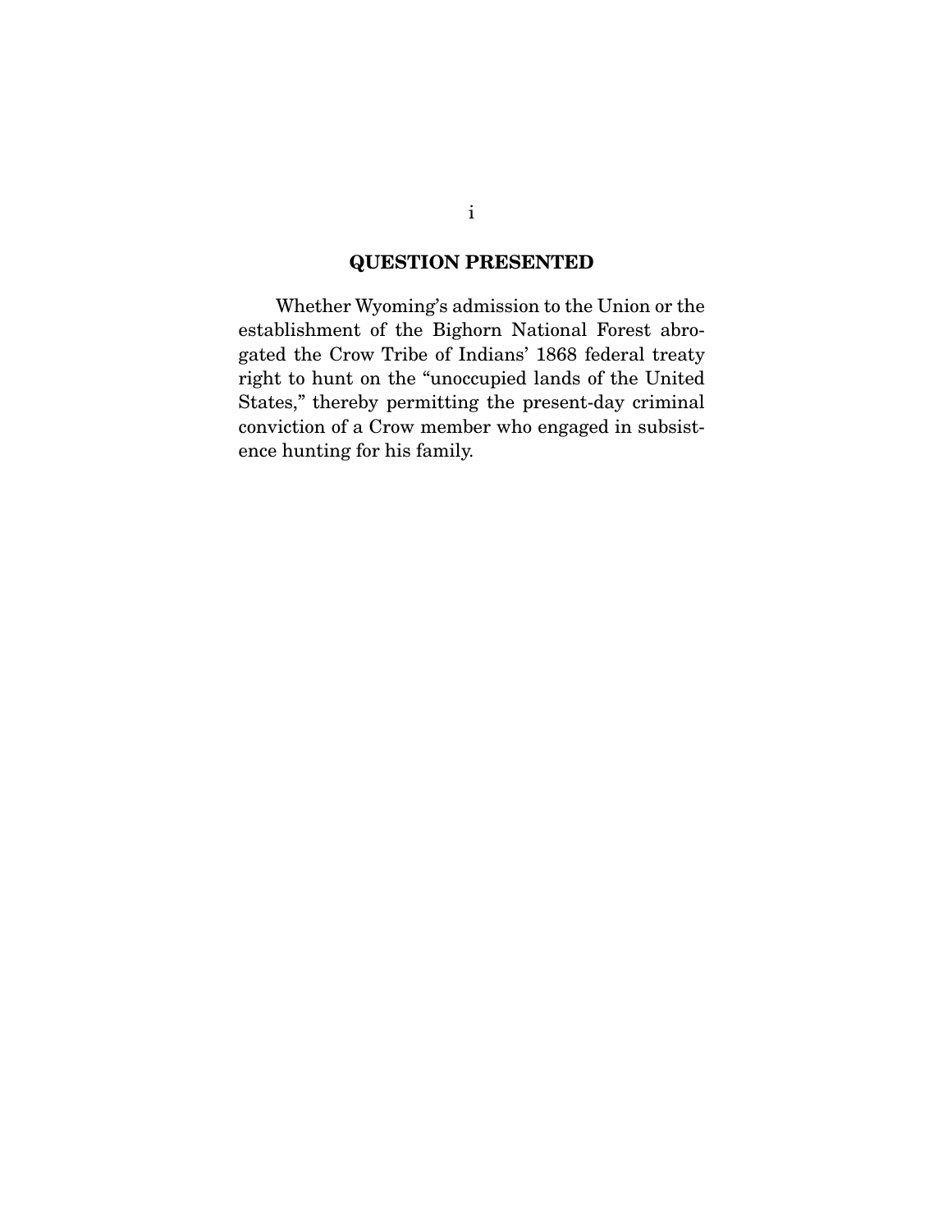## QUESTION PRESENTED

Whether Wyoming's admission to the Union or the establishment of the Bighorn National Forest abrogated the Crow Tribe of Indians' 1868 federal treaty right to hunt on the "unoccupied lands of the United States," thereby permitting the present-day criminal conviction of a Crow member who engaged in subsistence hunting for his family.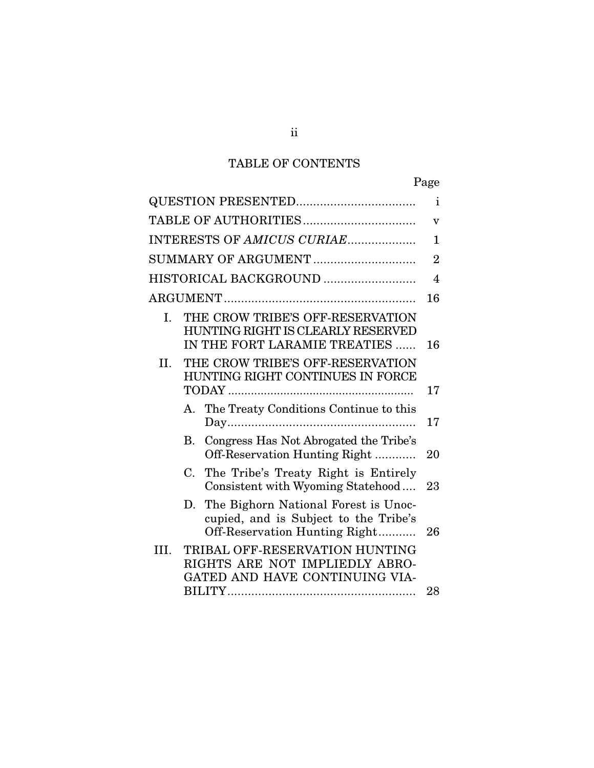# TABLE OF CONTENTS

| | Page |
|---|---|
| QUESTION PRESENTED | i |
| TABLE OF AUTHORITIES | v |
| INTERESTS OF *AMICUS CURIAE* | 1 |
| SUMMARY OF ARGUMENT | 2 |
| HISTORICAL BACKGROUND | 4 |
| ARGUMENT | 16 |
| I. THE CROW TRIBE'S OFF-RESERVATION HUNTING RIGHT IS CLEARLY RESERVED IN THE FORT LARAMIE TREATIES | 16 |
| II. THE CROW TRIBE'S OFF-RESERVATION HUNTING RIGHT CONTINUES IN FORCE TODAY | 17 |
| A. The Treaty Conditions Continue to this Day | 17 |
| B. Congress Has Not Abrogated the Tribe's Off-Reservation Hunting Right | 20 |
| C. The Tribe's Treaty Right is Entirely Consistent with Wyoming Statehood | 23 |
| D. The Bighorn National Forest is Unoccupied, and is Subject to the Tribe's Off-Reservation Hunting Right | 26 |
| III. TRIBAL OFF-RESERVATION HUNTING RIGHTS ARE NOT IMPLIEDLY ABROGATED AND HAVE CONTINUING VIABILITY | 28 |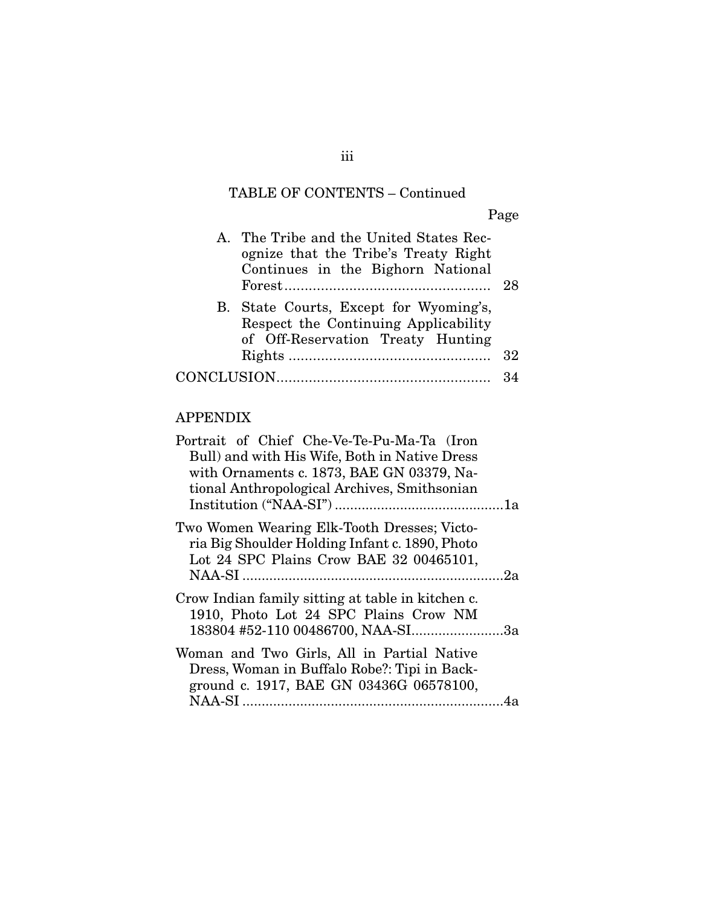TABLE OF CONTENTS – Continued

| | Page |
|---|---|
| A. The Tribe and the United States Recognize that the Tribe's Treaty Right Continues in the Bighorn National Forest | 28 |
| B. State Courts, Except for Wyoming's, Respect the Continuing Applicability of Off-Reservation Treaty Hunting Rights | 32 |
| CONCLUSION | 34 |

APPENDIX

| | |
|---|---|
| Portrait of Chief Che-Ve-Te-Pu-Ma-Ta (Iron Bull) and with His Wife, Both in Native Dress with Ornaments c. 1873, BAE GN 03379, National Anthropological Archives, Smithsonian Institution ("NAA-SI") | 1a |
| Two Women Wearing Elk-Tooth Dresses; Victoria Big Shoulder Holding Infant c. 1890, Photo Lot 24 SPC Plains Crow BAE 32 00465101, NAA-SI | 2a |
| Crow Indian family sitting at table in kitchen c. 1910, Photo Lot 24 SPC Plains Crow NM 183804 #52-110 00486700, NAA-SI | 3a |
| Woman and Two Girls, All in Partial Native Dress, Woman in Buffalo Robe?: Tipi in Background c. 1917, BAE GN 03436G 06578100, NAA-SI | 4a |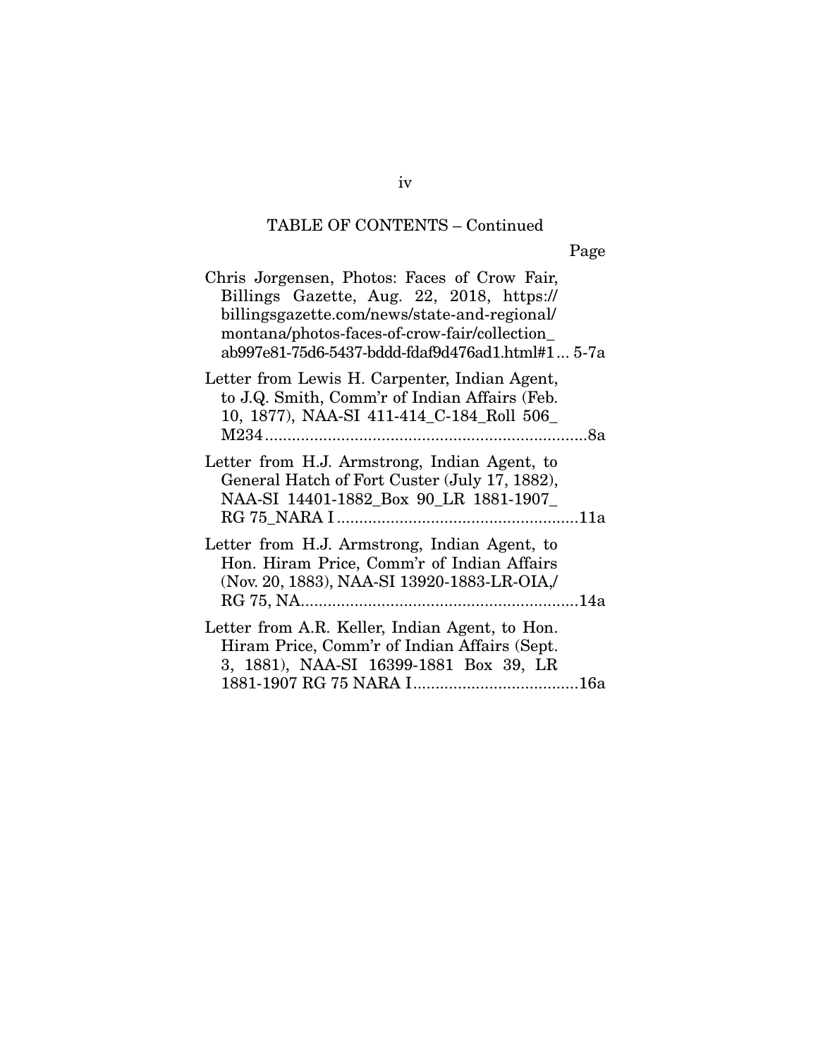TABLE OF CONTENTS – Continued

| | Page |
|---|---|
| Chris Jorgensen, Photos: Faces of Crow Fair, Billings Gazette, Aug. 22, 2018, https://billingsgazette.com/news/state-and-regional/montana/photos-faces-of-crow-fair/collection_ab997e81-75d6-5437-bddd-fdaf9d476ad1.html#1 | 5-7a |
| Letter from Lewis H. Carpenter, Indian Agent, to J.Q. Smith, Comm'r of Indian Affairs (Feb. 10, 1877), NAA-SI 411-414_C-184_Roll 506_M234 | 8a |
| Letter from H.J. Armstrong, Indian Agent, to General Hatch of Fort Custer (July 17, 1882), NAA-SI 14401-1882_Box 90_LR 1881-1907_RG 75_NARA I | 11a |
| Letter from H.J. Armstrong, Indian Agent, to Hon. Hiram Price, Comm'r of Indian Affairs (Nov. 20, 1883), NAA-SI 13920-1883-LR-OIA,/RG 75, NA | 14a |
| Letter from A.R. Keller, Indian Agent, to Hon. Hiram Price, Comm'r of Indian Affairs (Sept. 3, 1881), NAA-SI 16399-1881 Box 39, LR 1881-1907 RG 75 NARA I | 16a |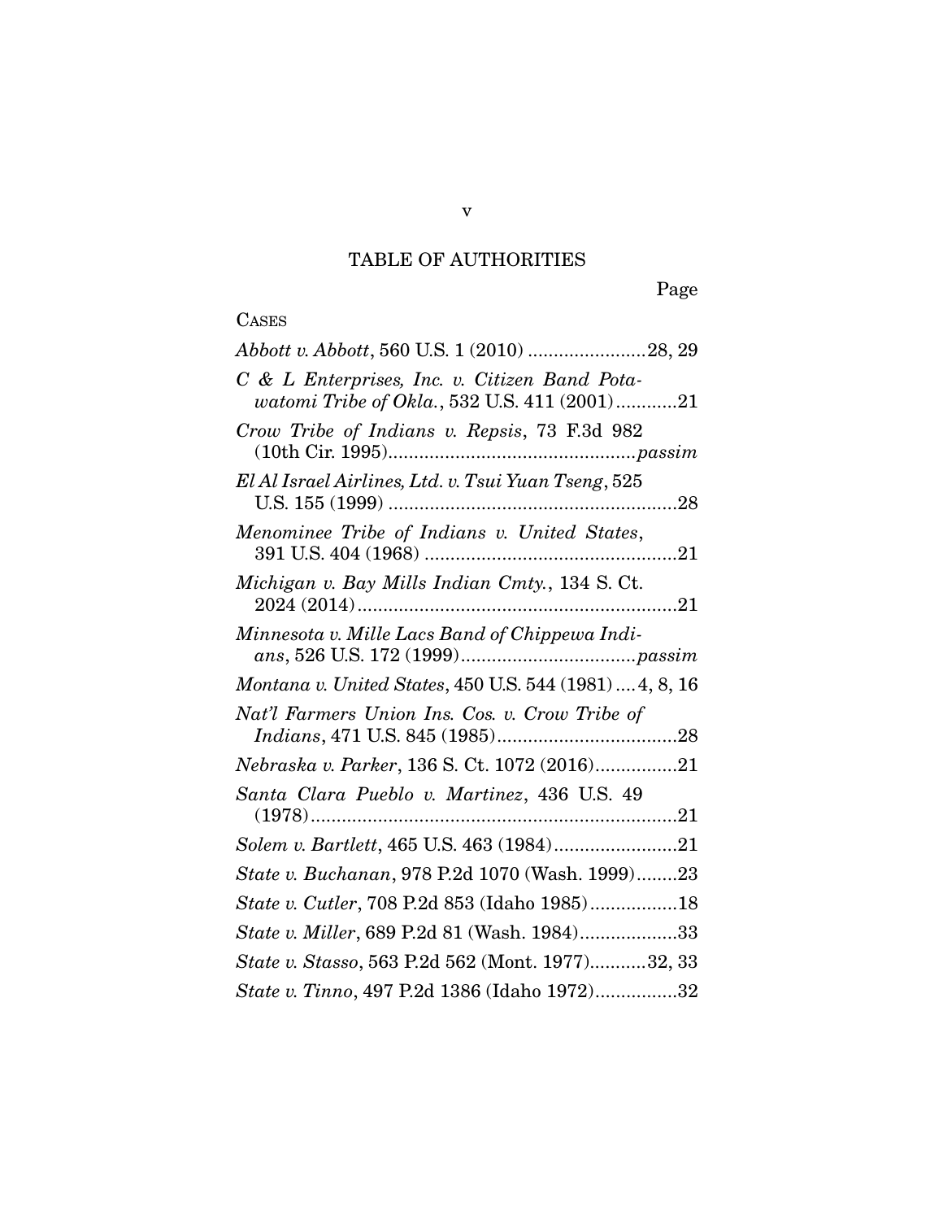# TABLE OF AUTHORITIES

Page

CASES

*Abbott v. Abbott*, 560 U.S. 1 (2010) .......................28, 29

*C & L Enterprises, Inc. v. Citizen Band Potawatomi Tribe of Okla.*, 532 U.S. 411 (2001)............21

*Crow Tribe of Indians v. Repsis*, 73 F.3d 982 (10th Cir. 1995)................................................*passim*

*El Al Israel Airlines, Ltd. v. Tsui Yuan Tseng*, 525 U.S. 155 (1999) ........................................................28

*Menominee Tribe of Indians v. United States*, 391 U.S. 404 (1968) .................................................21

*Michigan v. Bay Mills Indian Cmty.*, 134 S. Ct. 2024 (2014)..............................................................21

*Minnesota v. Mille Lacs Band of Chippewa Indians*, 526 U.S. 172 (1999)..................................*passim*

*Montana v. United States*, 450 U.S. 544 (1981) ....4, 8, 16

*Nat'l Farmers Union Ins. Cos. v. Crow Tribe of Indians*, 471 U.S. 845 (1985)...................................28

*Nebraska v. Parker*, 136 S. Ct. 1072 (2016)................21

*Santa Clara Pueblo v. Martinez*, 436 U.S. 49 (1978)........................................................................21

*Solem v. Bartlett*, 465 U.S. 463 (1984)........................21

*State v. Buchanan*, 978 P.2d 1070 (Wash. 1999)........23

*State v. Cutler*, 708 P.2d 853 (Idaho 1985).................18

*State v. Miller*, 689 P.2d 81 (Wash. 1984)...................33

*State v. Stasso*, 563 P.2d 562 (Mont. 1977)...........32, 33

*State v. Tinno*, 497 P.2d 1386 (Idaho 1972)................32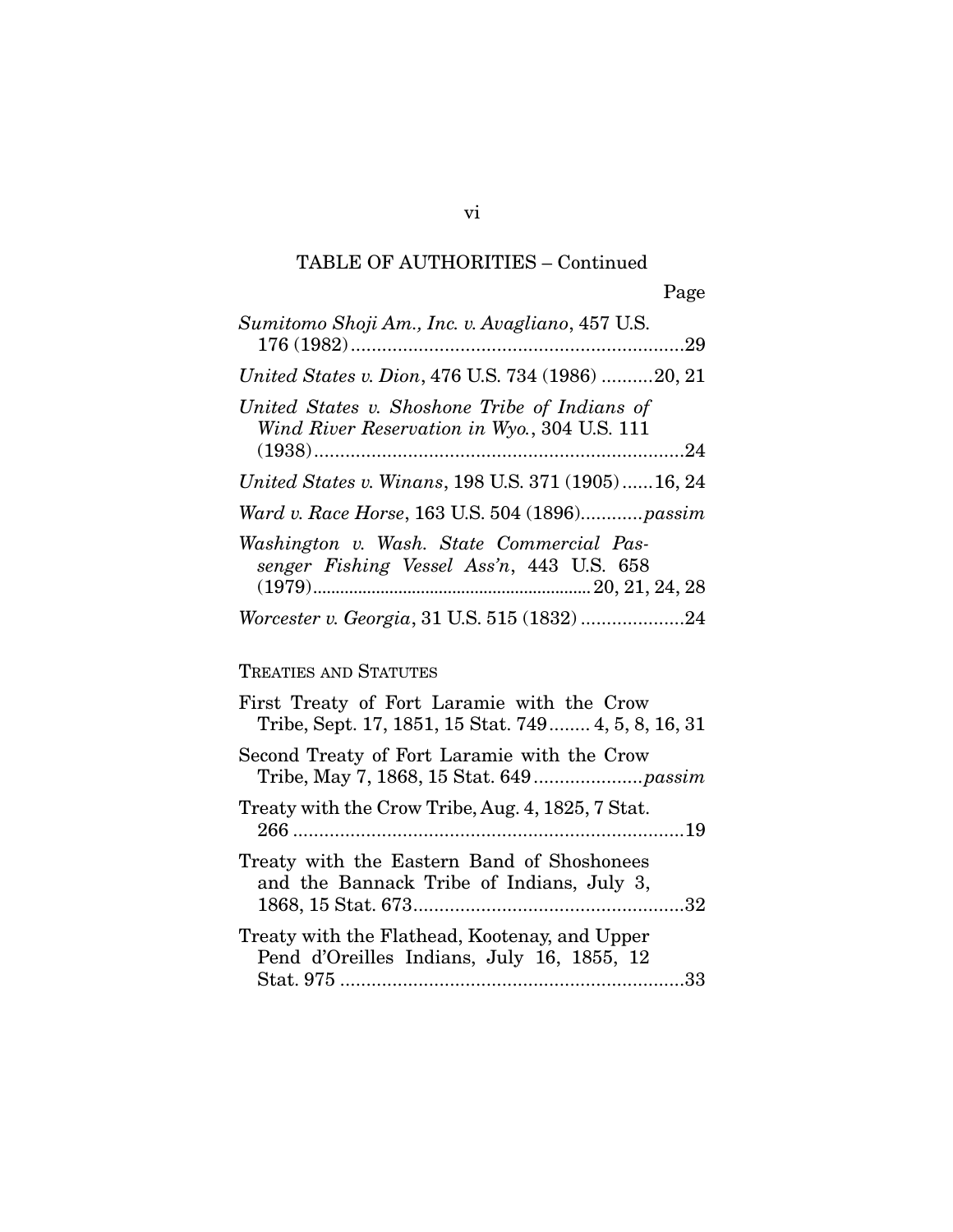TABLE OF AUTHORITIES – Continued

Page

*Sumitomo Shoji Am., Inc. v. Avagliano*, 457 U.S. 176 (1982) ....29

*United States v. Dion*, 476 U.S. 734 (1986) ....20, 21

*United States v. Shoshone Tribe of Indians of Wind River Reservation in Wyo.*, 304 U.S. 111 (1938) ....24

*United States v. Winans*, 198 U.S. 371 (1905) ....16, 24

*Ward v. Race Horse*, 163 U.S. 504 (1896) ....*passim*

*Washington v. Wash. State Commercial Passenger Fishing Vessel Ass'n*, 443 U.S. 658 (1979) ....20, 21, 24, 28

*Worcester v. Georgia*, 31 U.S. 515 (1832) ....24

TREATIES AND STATUTES

First Treaty of Fort Laramie with the Crow Tribe, Sept. 17, 1851, 15 Stat. 749 .... 4, 5, 8, 16, 31

Second Treaty of Fort Laramie with the Crow Tribe, May 7, 1868, 15 Stat. 649 ....*passim*

Treaty with the Crow Tribe, Aug. 4, 1825, 7 Stat. 266 ....19

Treaty with the Eastern Band of Shoshonees and the Bannack Tribe of Indians, July 3, 1868, 15 Stat. 673 ....32

Treaty with the Flathead, Kootenay, and Upper Pend d'Oreilles Indians, July 16, 1855, 12 Stat. 975 ....33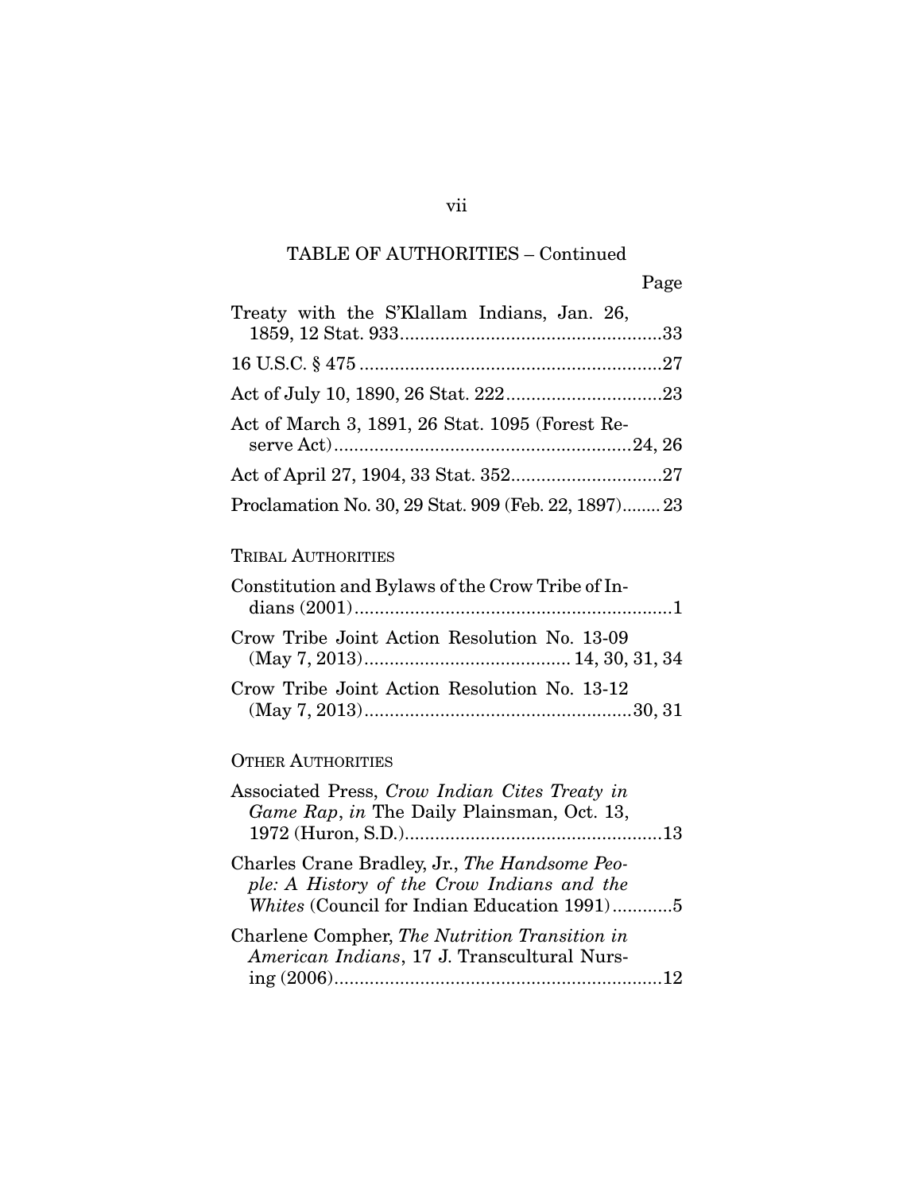TABLE OF AUTHORITIES – Continued

Page

Treaty with the S'Klallam Indians, Jan. 26, 1859, 12 Stat. 933....................................................33

16 U.S.C. § 475 ............................................................27

Act of July 10, 1890, 26 Stat. 222...............................23

Act of March 3, 1891, 26 Stat. 1095 (Forest Reserve Act)..........................................................24, 26

Act of April 27, 1904, 33 Stat. 352..............................27

Proclamation No. 30, 29 Stat. 909 (Feb. 22, 1897)........ 23

TRIBAL AUTHORITIES

Constitution and Bylaws of the Crow Tribe of Indians (2001)...............................................................1

Crow Tribe Joint Action Resolution No. 13-09 (May 7, 2013)......................................... 14, 30, 31, 34

Crow Tribe Joint Action Resolution No. 13-12 (May 7, 2013).....................................................30, 31

OTHER AUTHORITIES

Associated Press, *Crow Indian Cites Treaty in Game Rap*, *in* The Daily Plainsman, Oct. 13, 1972 (Huron, S.D.)...................................................13

Charles Crane Bradley, Jr., *The Handsome People: A History of the Crow Indians and the Whites* (Council for Indian Education 1991)............5

Charlene Compher, *The Nutrition Transition in American Indians*, 17 J. Transcultural Nursing (2006)................................................................12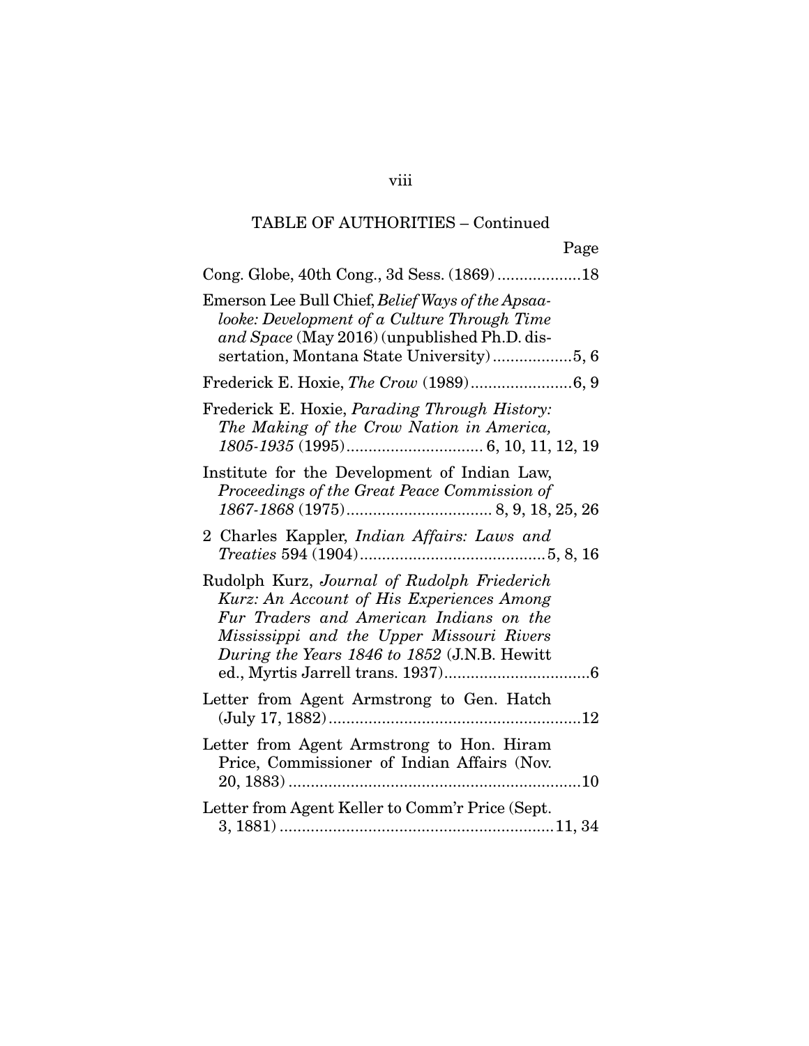TABLE OF AUTHORITIES – Continued

Page

Cong. Globe, 40th Cong., 3d Sess. (1869) ....................18

Emerson Lee Bull Chief, *Belief Ways of the Apsaalooke: Development of a Culture Through Time and Space* (May 2016) (unpublished Ph.D. dissertation, Montana State University) ..................5, 6

Frederick E. Hoxie, *The Crow* (1989) .......................6, 9

Frederick E. Hoxie, *Parading Through History: The Making of the Crow Nation in America, 1805-1935* (1995) ............................... 6, 10, 11, 12, 19

Institute for the Development of Indian Law, *Proceedings of the Great Peace Commission of 1867-1868* (1975) ................................. 8, 9, 18, 25, 26

2 Charles Kappler, *Indian Affairs: Laws and Treaties* 594 (1904) ..........................................5, 8, 16

Rudolph Kurz, *Journal of Rudolph Friederich Kurz: An Account of His Experiences Among Fur Traders and American Indians on the Mississippi and the Upper Missouri Rivers During the Years 1846 to 1852* (J.N.B. Hewitt ed., Myrtis Jarrell trans. 1937) .................................6

Letter from Agent Armstrong to Gen. Hatch (July 17, 1882) .........................................................12

Letter from Agent Armstrong to Hon. Hiram Price, Commissioner of Indian Affairs (Nov. 20, 1883) ..................................................................10

Letter from Agent Keller to Comm'r Price (Sept. 3, 1881) ..............................................................11, 34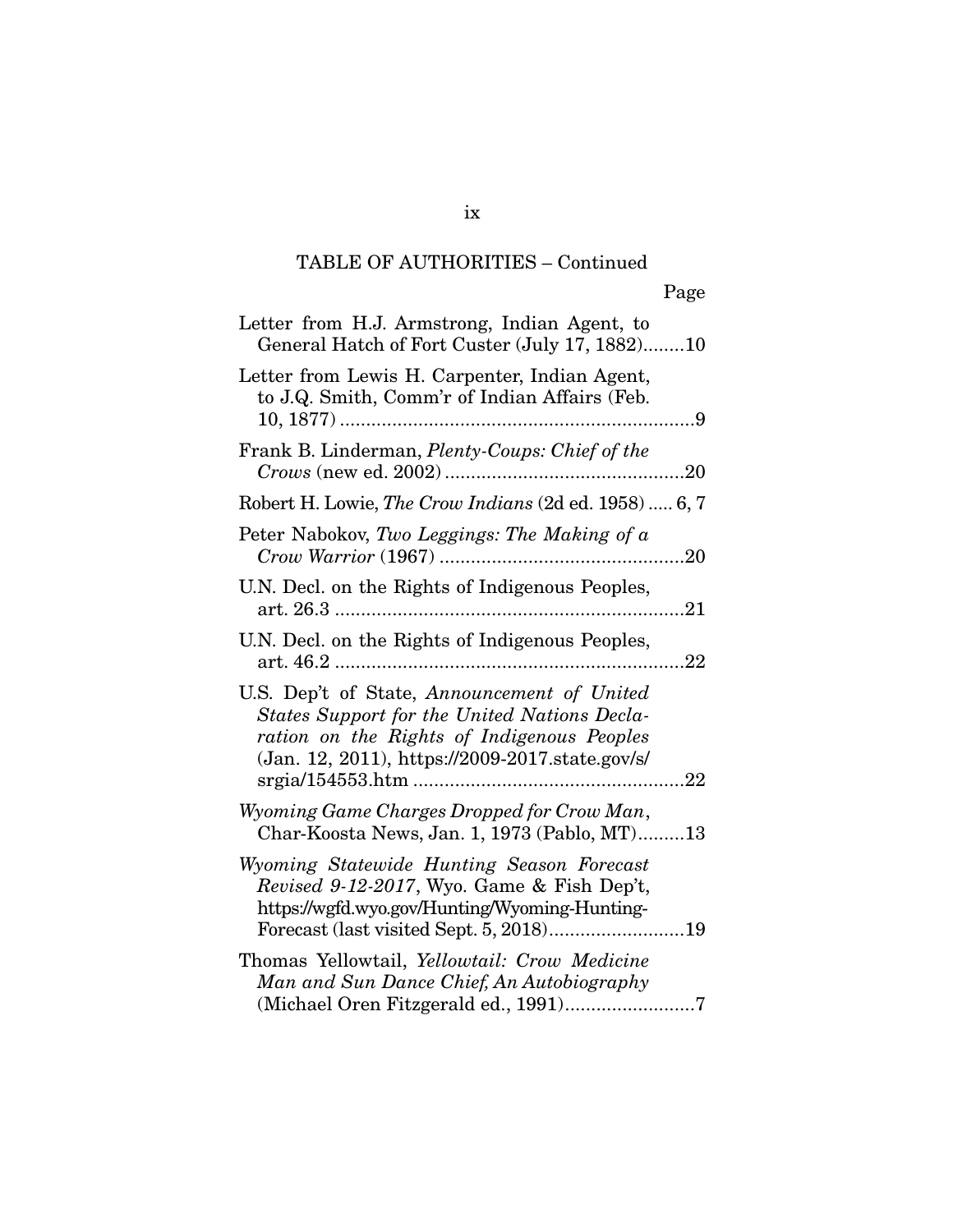TABLE OF AUTHORITIES – Continued

Page

Letter from H.J. Armstrong, Indian Agent, to General Hatch of Fort Custer (July 17, 1882)........10

Letter from Lewis H. Carpenter, Indian Agent, to J.Q. Smith, Comm'r of Indian Affairs (Feb. 10, 1877) ....................................................................9

Frank B. Linderman, *Plenty-Coups: Chief of the Crows* (new ed. 2002) .............................................20

Robert H. Lowie, *The Crow Indians* (2d ed. 1958) ..... 6, 7

Peter Nabokov, *Two Leggings: The Making of a Crow Warrior* (1967) ...............................................20

U.N. Decl. on the Rights of Indigenous Peoples, art. 26.3 ...................................................................21

U.N. Decl. on the Rights of Indigenous Peoples, art. 46.2 ...................................................................22

U.S. Dep't of State, *Announcement of United States Support for the United Nations Declaration on the Rights of Indigenous Peoples* (Jan. 12, 2011), https://2009-2017.state.gov/s/srgia/154553.htm ....................................................22

*Wyoming Game Charges Dropped for Crow Man*, Char-Koosta News, Jan. 1, 1973 (Pablo, MT).........13

*Wyoming Statewide Hunting Season Forecast Revised 9-12-2017*, Wyo. Game & Fish Dep't, https://wgfd.wyo.gov/Hunting/Wyoming-Hunting-Forecast (last visited Sept. 5, 2018)..........................19

Thomas Yellowtail, *Yellowtail: Crow Medicine Man and Sun Dance Chief, An Autobiography* (Michael Oren Fitzgerald ed., 1991).........................7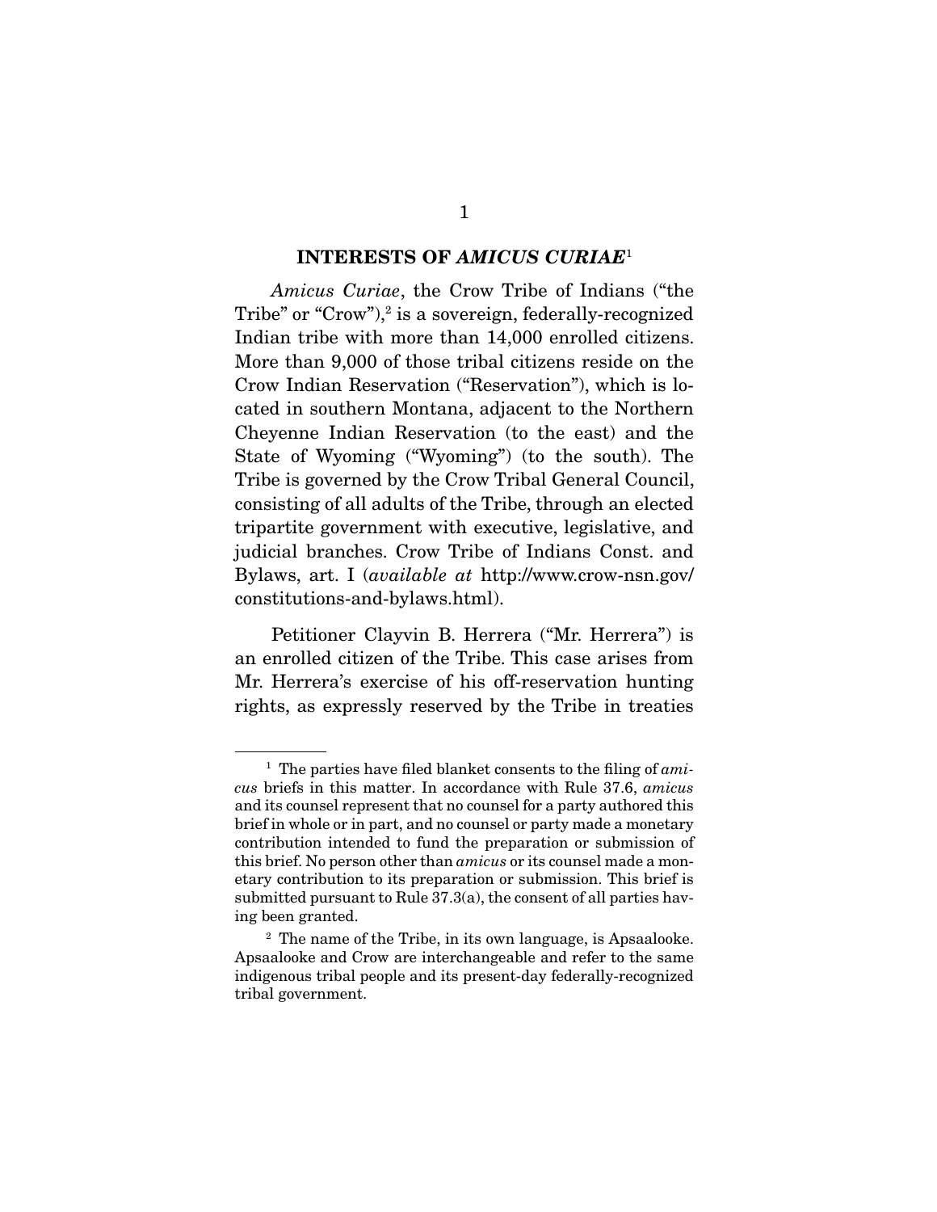## INTERESTS OF *AMICUS CURIAE*[1]

*Amicus Curiae*, the Crow Tribe of Indians ("the Tribe" or "Crow"),[2] is a sovereign, federally-recognized Indian tribe with more than 14,000 enrolled citizens. More than 9,000 of those tribal citizens reside on the Crow Indian Reservation ("Reservation"), which is located in southern Montana, adjacent to the Northern Cheyenne Indian Reservation (to the east) and the State of Wyoming ("Wyoming") (to the south). The Tribe is governed by the Crow Tribal General Council, consisting of all adults of the Tribe, through an elected tripartite government with executive, legislative, and judicial branches. Crow Tribe of Indians Const. and Bylaws, art. I (*available at* http://www.crow-nsn.gov/constitutions-and-bylaws.html).

Petitioner Clayvin B. Herrera ("Mr. Herrera") is an enrolled citizen of the Tribe. This case arises from Mr. Herrera's exercise of his off-reservation hunting rights, as expressly reserved by the Tribe in treaties

---

[1] The parties have filed blanket consents to the filing of *amicus* briefs in this matter. In accordance with Rule 37.6, *amicus* and its counsel represent that no counsel for a party authored this brief in whole or in part, and no counsel or party made a monetary contribution intended to fund the preparation or submission of this brief. No person other than *amicus* or its counsel made a monetary contribution to its preparation or submission. This brief is submitted pursuant to Rule 37.3(a), the consent of all parties having been granted.

[2] The name of the Tribe, in its own language, is Apsaalooke. Apsaalooke and Crow are interchangeable and refer to the same indigenous tribal people and its present-day federally-recognized tribal government.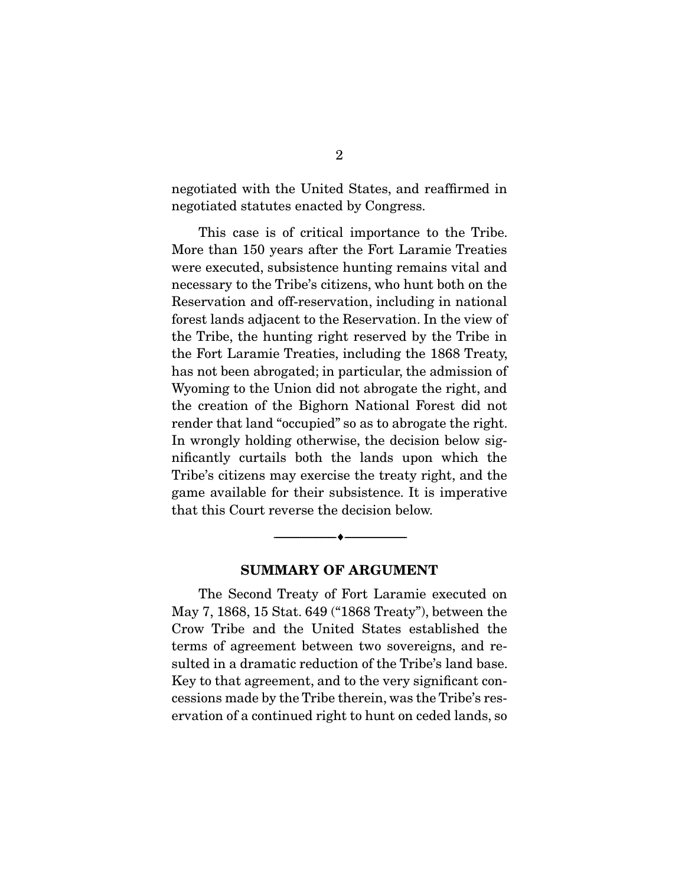negotiated with the United States, and reaffirmed in negotiated statutes enacted by Congress.

This case is of critical importance to the Tribe. More than 150 years after the Fort Laramie Treaties were executed, subsistence hunting remains vital and necessary to the Tribe's citizens, who hunt both on the Reservation and off-reservation, including in national forest lands adjacent to the Reservation. In the view of the Tribe, the hunting right reserved by the Tribe in the Fort Laramie Treaties, including the 1868 Treaty, has not been abrogated; in particular, the admission of Wyoming to the Union did not abrogate the right, and the creation of the Bighorn National Forest did not render that land "occupied" so as to abrogate the right. In wrongly holding otherwise, the decision below significantly curtails both the lands upon which the Tribe's citizens may exercise the treaty right, and the game available for their subsistence. It is imperative that this Court reverse the decision below.

---

## SUMMARY OF ARGUMENT

The Second Treaty of Fort Laramie executed on May 7, 1868, 15 Stat. 649 ("1868 Treaty"), between the Crow Tribe and the United States established the terms of agreement between two sovereigns, and resulted in a dramatic reduction of the Tribe's land base. Key to that agreement, and to the very significant concessions made by the Tribe therein, was the Tribe's reservation of a continued right to hunt on ceded lands, so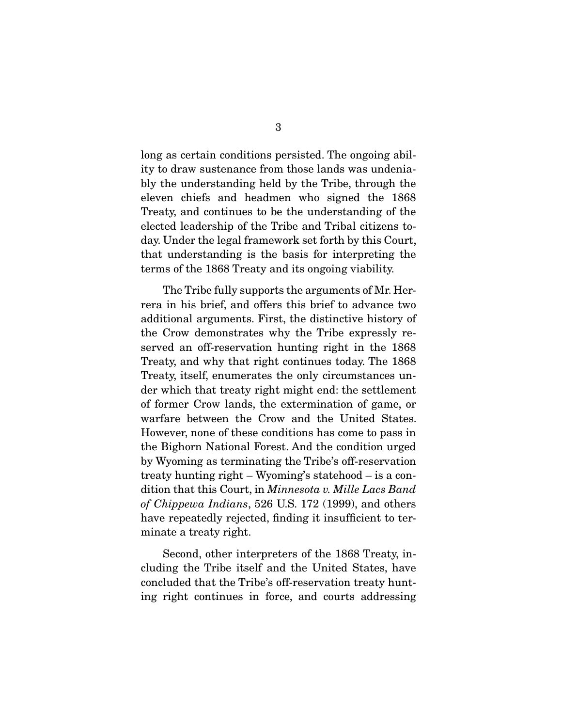long as certain conditions persisted. The ongoing ability to draw sustenance from those lands was undeniably the understanding held by the Tribe, through the eleven chiefs and headmen who signed the 1868 Treaty, and continues to be the understanding of the elected leadership of the Tribe and Tribal citizens today. Under the legal framework set forth by this Court, that understanding is the basis for interpreting the terms of the 1868 Treaty and its ongoing viability.

The Tribe fully supports the arguments of Mr. Herrera in his brief, and offers this brief to advance two additional arguments. First, the distinctive history of the Crow demonstrates why the Tribe expressly reserved an off-reservation hunting right in the 1868 Treaty, and why that right continues today. The 1868 Treaty, itself, enumerates the only circumstances under which that treaty right might end: the settlement of former Crow lands, the extermination of game, or warfare between the Crow and the United States. However, none of these conditions has come to pass in the Bighorn National Forest. And the condition urged by Wyoming as terminating the Tribe's off-reservation treaty hunting right – Wyoming's statehood – is a condition that this Court, in *Minnesota v. Mille Lacs Band of Chippewa Indians*, 526 U.S. 172 (1999), and others have repeatedly rejected, finding it insufficient to terminate a treaty right.

Second, other interpreters of the 1868 Treaty, including the Tribe itself and the United States, have concluded that the Tribe's off-reservation treaty hunting right continues in force, and courts addressing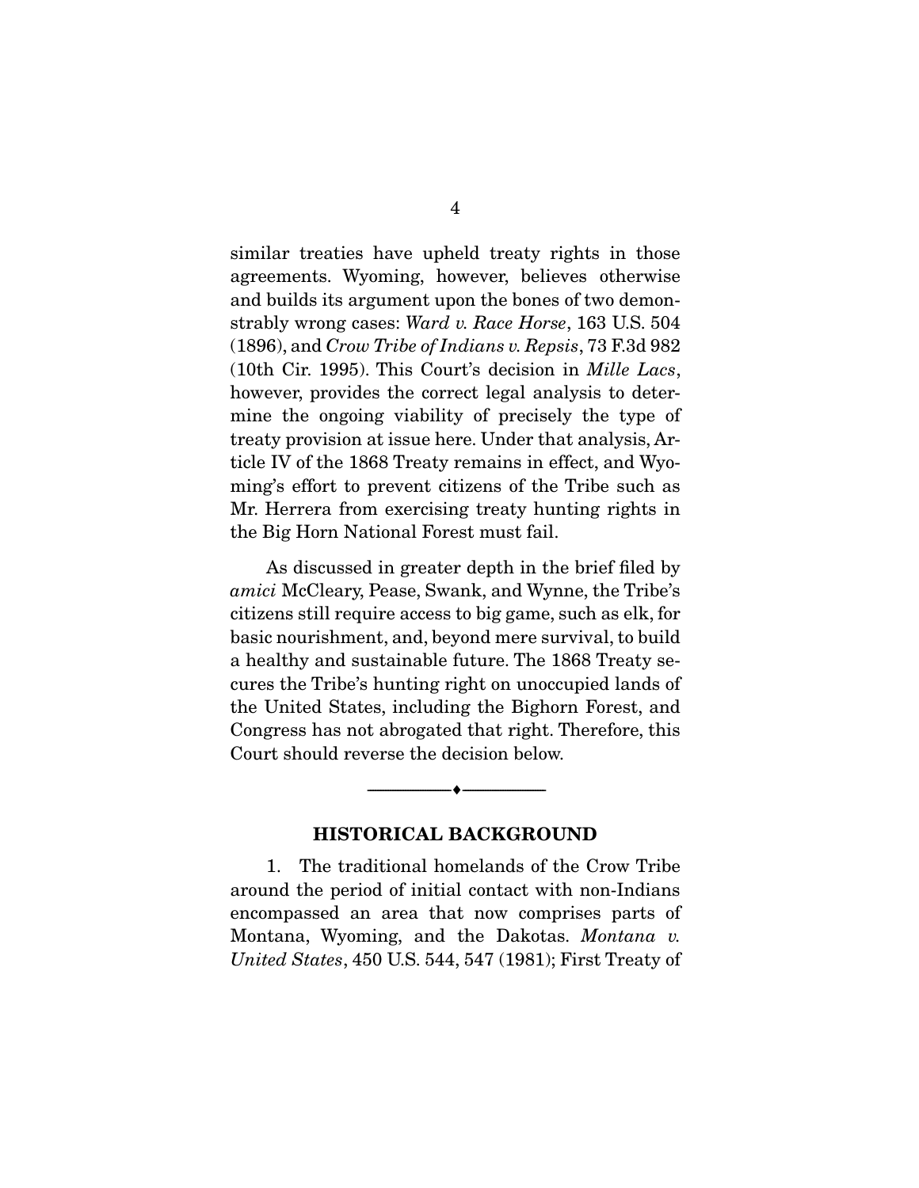similar treaties have upheld treaty rights in those agreements. Wyoming, however, believes otherwise and builds its argument upon the bones of two demonstrably wrong cases: *Ward v. Race Horse*, 163 U.S. 504 (1896), and *Crow Tribe of Indians v. Repsis*, 73 F.3d 982 (10th Cir. 1995). This Court's decision in *Mille Lacs*, however, provides the correct legal analysis to determine the ongoing viability of precisely the type of treaty provision at issue here. Under that analysis, Article IV of the 1868 Treaty remains in effect, and Wyoming's effort to prevent citizens of the Tribe such as Mr. Herrera from exercising treaty hunting rights in the Big Horn National Forest must fail.

As discussed in greater depth in the brief filed by *amici* McCleary, Pease, Swank, and Wynne, the Tribe's citizens still require access to big game, such as elk, for basic nourishment, and, beyond mere survival, to build a healthy and sustainable future. The 1868 Treaty secures the Tribe's hunting right on unoccupied lands of the United States, including the Bighorn Forest, and Congress has not abrogated that right. Therefore, this Court should reverse the decision below.

---

## HISTORICAL BACKGROUND

1. The traditional homelands of the Crow Tribe around the period of initial contact with non-Indians encompassed an area that now comprises parts of Montana, Wyoming, and the Dakotas. *Montana v. United States*, 450 U.S. 544, 547 (1981); First Treaty of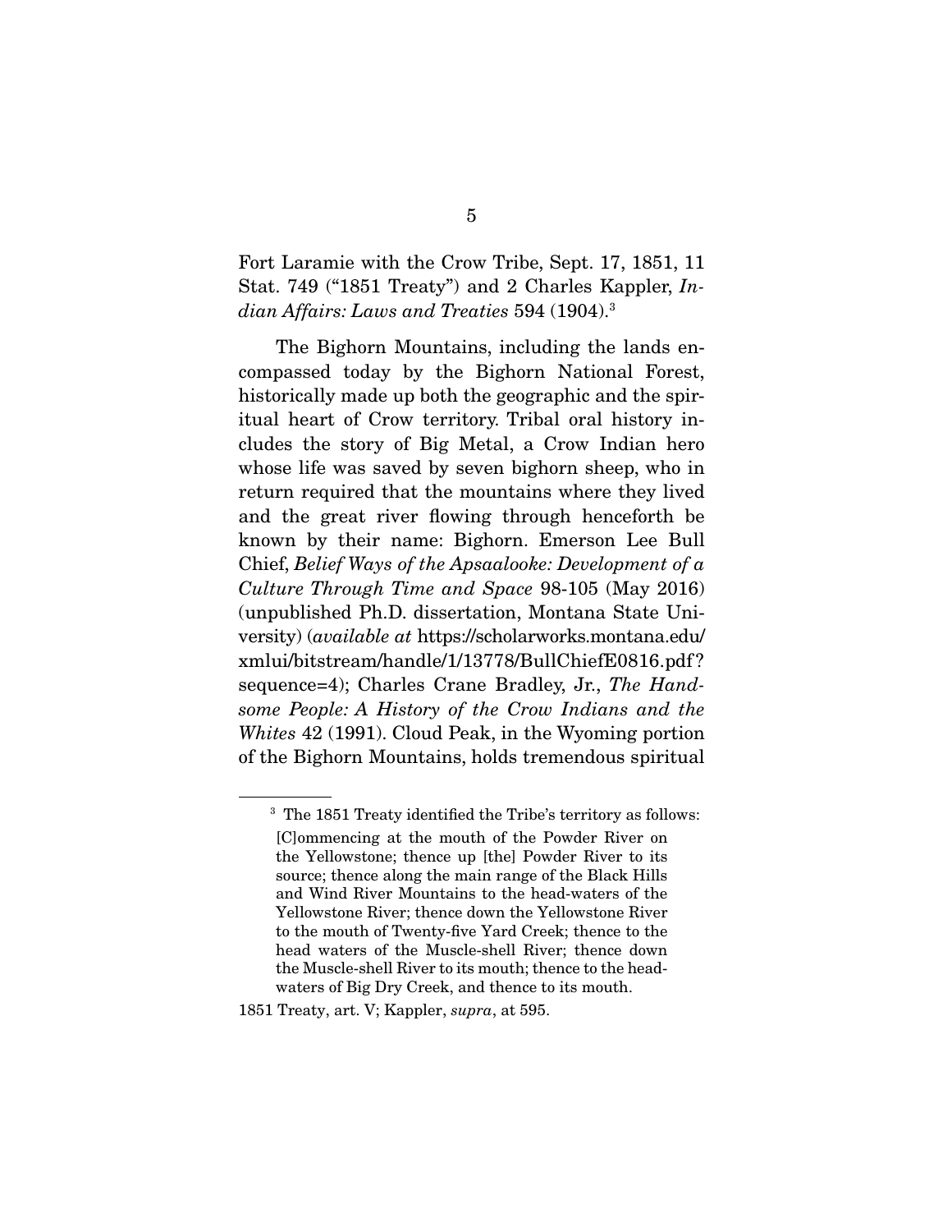Fort Laramie with the Crow Tribe, Sept. 17, 1851, 11 Stat. 749 ("1851 Treaty") and 2 Charles Kappler, *Indian Affairs: Laws and Treaties* 594 (1904).[3]

The Bighorn Mountains, including the lands encompassed today by the Bighorn National Forest, historically made up both the geographic and the spiritual heart of Crow territory. Tribal oral history includes the story of Big Metal, a Crow Indian hero whose life was saved by seven bighorn sheep, who in return required that the mountains where they lived and the great river flowing through henceforth be known by their name: Bighorn. Emerson Lee Bull Chief, *Belief Ways of the Apsaalooke: Development of a Culture Through Time and Space* 98-105 (May 2016) (unpublished Ph.D. dissertation, Montana State University) (*available at* https://scholarworks.montana.edu/xmlui/bitstream/handle/1/13778/BullChiefE0816.pdf?sequence=4); Charles Crane Bradley, Jr., *The Handsome People: A History of the Crow Indians and the Whites* 42 (1991). Cloud Peak, in the Wyoming portion of the Bighorn Mountains, holds tremendous spiritual

---

[3] The 1851 Treaty identified the Tribe's territory as follows:

> [C]ommencing at the mouth of the Powder River on the Yellowstone; thence up [the] Powder River to its source; thence along the main range of the Black Hills and Wind River Mountains to the head-waters of the Yellowstone River; thence down the Yellowstone River to the mouth of Twenty-five Yard Creek; thence to the head waters of the Muscle-shell River; thence down the Muscle-shell River to its mouth; thence to the head-waters of Big Dry Creek, and thence to its mouth.

1851 Treaty, art. V; Kappler, *supra*, at 595.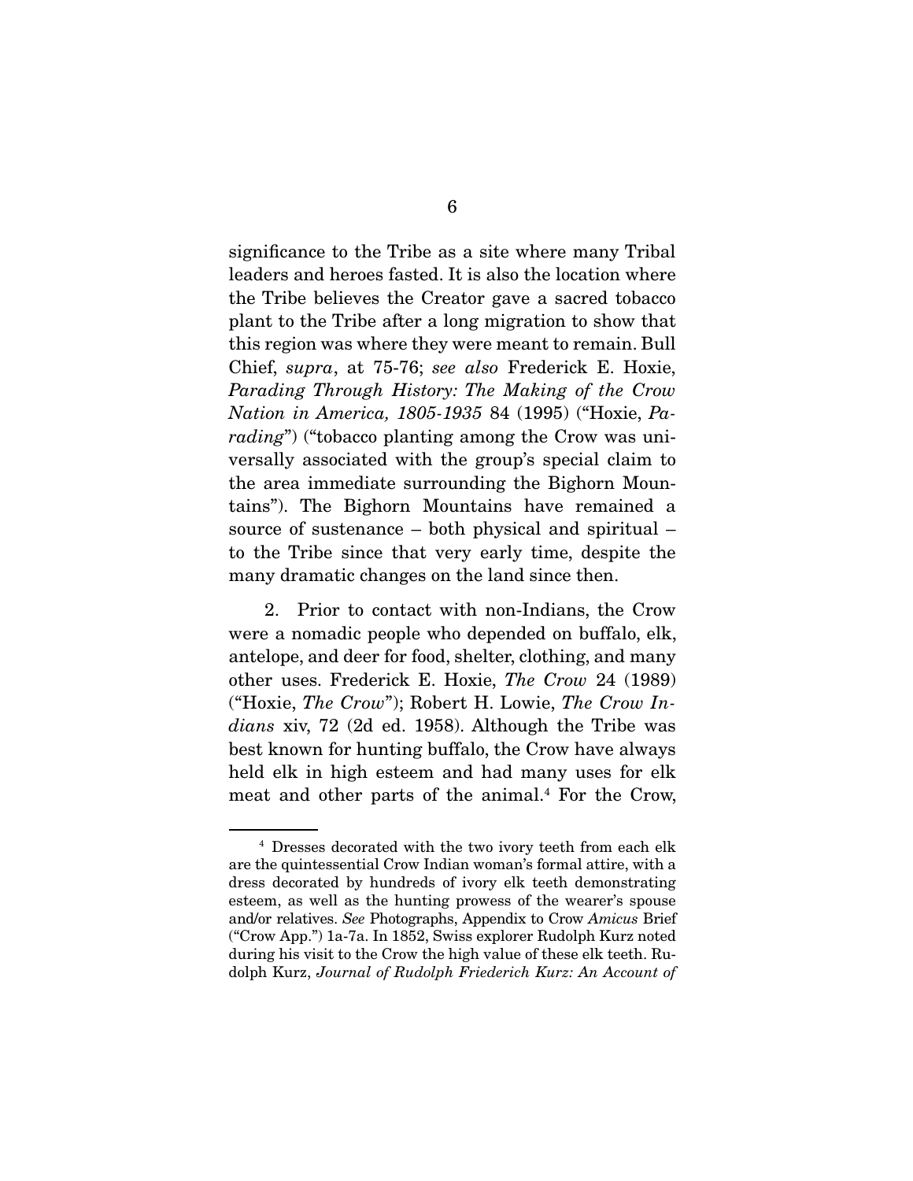significance to the Tribe as a site where many Tribal leaders and heroes fasted. It is also the location where the Tribe believes the Creator gave a sacred tobacco plant to the Tribe after a long migration to show that this region was where they were meant to remain. Bull Chief, *supra*, at 75-76; *see also* Frederick E. Hoxie, *Parading Through History: The Making of the Crow Nation in America, 1805-1935* 84 (1995) ("Hoxie, *Parading*") ("tobacco planting among the Crow was universally associated with the group's special claim to the area immediate surrounding the Bighorn Mountains"). The Bighorn Mountains have remained a source of sustenance – both physical and spiritual – to the Tribe since that very early time, despite the many dramatic changes on the land since then.

2. Prior to contact with non-Indians, the Crow were a nomadic people who depended on buffalo, elk, antelope, and deer for food, shelter, clothing, and many other uses. Frederick E. Hoxie, *The Crow* 24 (1989) ("Hoxie, *The Crow*"); Robert H. Lowie, *The Crow Indians* xiv, 72 (2d ed. 1958). Although the Tribe was best known for hunting buffalo, the Crow have always held elk in high esteem and had many uses for elk meat and other parts of the animal.[4] For the Crow,

[4] Dresses decorated with the two ivory teeth from each elk are the quintessential Crow Indian woman's formal attire, with a dress decorated by hundreds of ivory elk teeth demonstrating esteem, as well as the hunting prowess of the wearer's spouse and/or relatives. *See* Photographs, Appendix to Crow *Amicus* Brief ("Crow App.") 1a-7a. In 1852, Swiss explorer Rudolph Kurz noted during his visit to the Crow the high value of these elk teeth. Rudolph Kurz, *Journal of Rudolph Friederich Kurz: An Account of*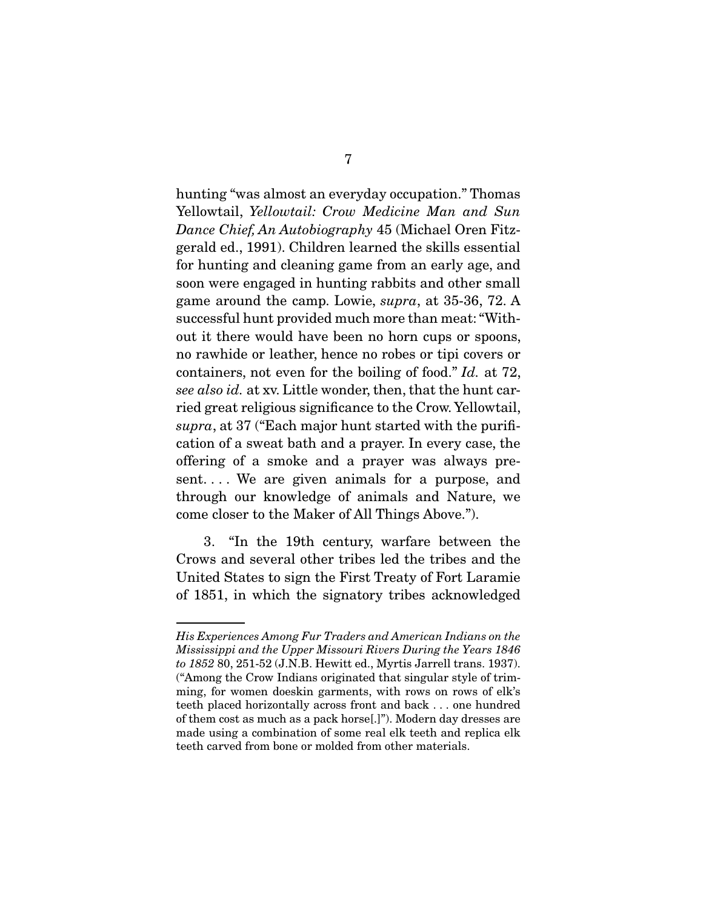hunting "was almost an everyday occupation." Thomas Yellowtail, *Yellowtail: Crow Medicine Man and Sun Dance Chief, An Autobiography* 45 (Michael Oren Fitzgerald ed., 1991). Children learned the skills essential for hunting and cleaning game from an early age, and soon were engaged in hunting rabbits and other small game around the camp. Lowie, *supra*, at 35-36, 72. A successful hunt provided much more than meat: "Without it there would have been no horn cups or spoons, no rawhide or leather, hence no robes or tipi covers or containers, not even for the boiling of food." *Id.* at 72, *see also id.* at xv. Little wonder, then, that the hunt carried great religious significance to the Crow. Yellowtail, *supra*, at 37 ("Each major hunt started with the purification of a sweat bath and a prayer. In every case, the offering of a smoke and a prayer was always present. . . . We are given animals for a purpose, and through our knowledge of animals and Nature, we come closer to the Maker of All Things Above.").

3. "In the 19th century, warfare between the Crows and several other tribes led the tribes and the United States to sign the First Treaty of Fort Laramie of 1851, in which the signatory tribes acknowledged

---

*His Experiences Among Fur Traders and American Indians on the Mississippi and the Upper Missouri Rivers During the Years 1846 to 1852* 80, 251-52 (J.N.B. Hewitt ed., Myrtis Jarrell trans. 1937). ("Among the Crow Indians originated that singular style of trimming, for women doeskin garments, with rows on rows of elk's teeth placed horizontally across front and back . . . one hundred of them cost as much as a pack horse[.]"). Modern day dresses are made using a combination of some real elk teeth and replica elk teeth carved from bone or molded from other materials.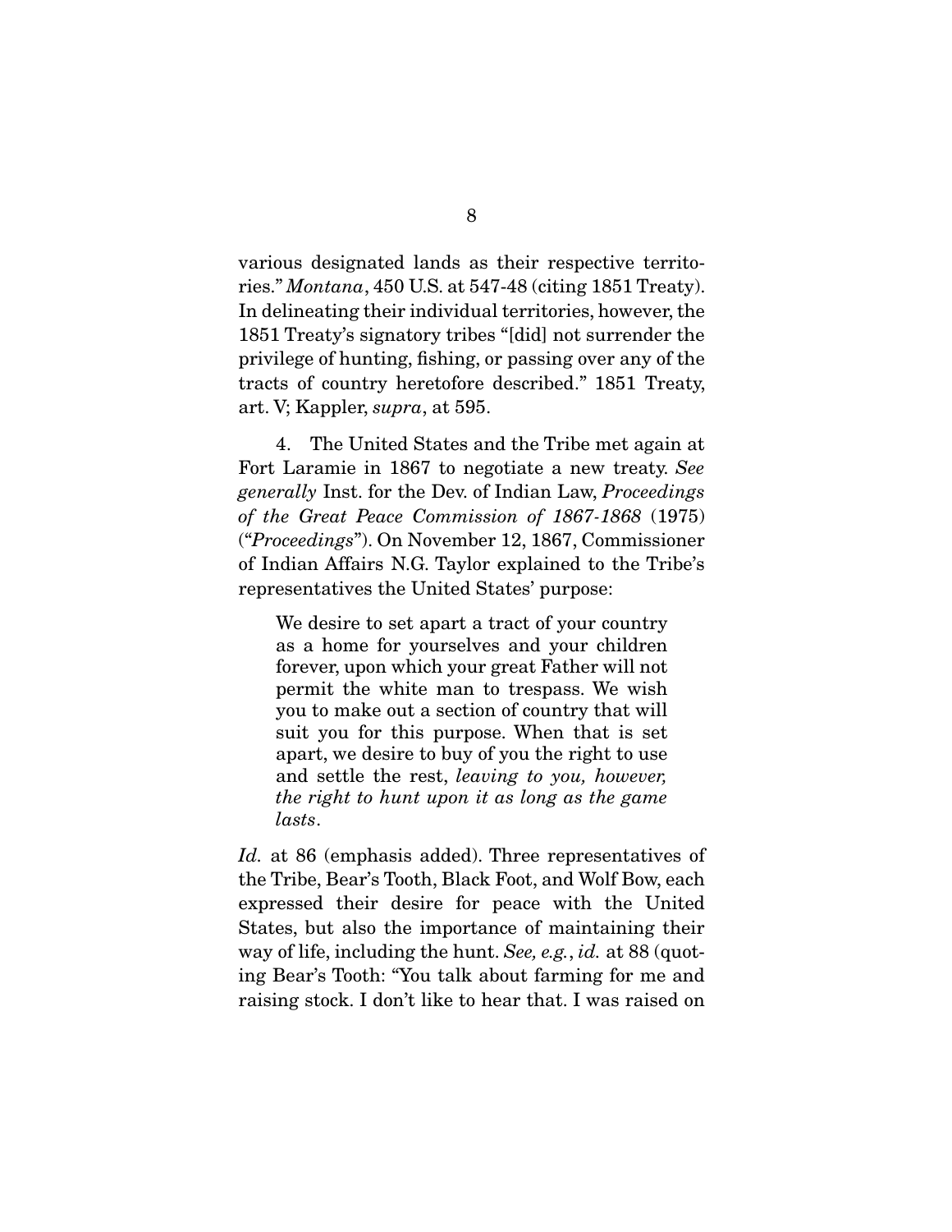various designated lands as their respective territories." *Montana*, 450 U.S. at 547-48 (citing 1851 Treaty). In delineating their individual territories, however, the 1851 Treaty's signatory tribes "[did] not surrender the privilege of hunting, fishing, or passing over any of the tracts of country heretofore described." 1851 Treaty, art. V; Kappler, *supra*, at 595.

4. The United States and the Tribe met again at Fort Laramie in 1867 to negotiate a new treaty. *See generally* Inst. for the Dev. of Indian Law, *Proceedings of the Great Peace Commission of 1867-1868* (1975) ("*Proceedings*"). On November 12, 1867, Commissioner of Indian Affairs N.G. Taylor explained to the Tribe's representatives the United States' purpose:

> We desire to set apart a tract of your country as a home for yourselves and your children forever, upon which your great Father will not permit the white man to trespass. We wish you to make out a section of country that will suit you for this purpose. When that is set apart, we desire to buy of you the right to use and settle the rest, *leaving to you, however, the right to hunt upon it as long as the game lasts*.

*Id.* at 86 (emphasis added). Three representatives of the Tribe, Bear's Tooth, Black Foot, and Wolf Bow, each expressed their desire for peace with the United States, but also the importance of maintaining their way of life, including the hunt. *See, e.g.*, *id.* at 88 (quoting Bear's Tooth: "You talk about farming for me and raising stock. I don't like to hear that. I was raised on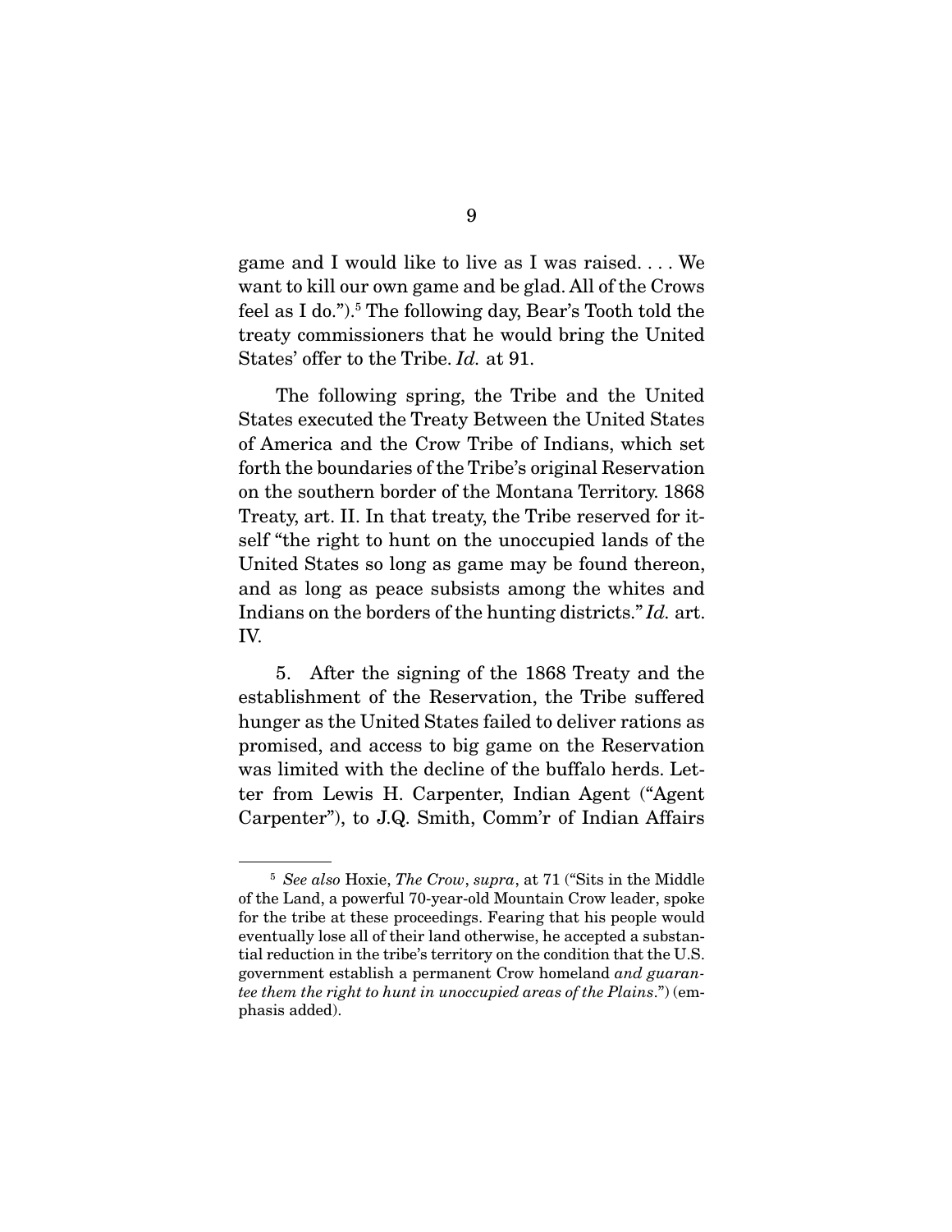game and I would like to live as I was raised. . . . We want to kill our own game and be glad. All of the Crows feel as I do.").[5] The following day, Bear's Tooth told the treaty commissioners that he would bring the United States' offer to the Tribe. *Id.* at 91.

The following spring, the Tribe and the United States executed the Treaty Between the United States of America and the Crow Tribe of Indians, which set forth the boundaries of the Tribe's original Reservation on the southern border of the Montana Territory. 1868 Treaty, art. II. In that treaty, the Tribe reserved for itself "the right to hunt on the unoccupied lands of the United States so long as game may be found thereon, and as long as peace subsists among the whites and Indians on the borders of the hunting districts." *Id.* art. IV.

5. After the signing of the 1868 Treaty and the establishment of the Reservation, the Tribe suffered hunger as the United States failed to deliver rations as promised, and access to big game on the Reservation was limited with the decline of the buffalo herds. Letter from Lewis H. Carpenter, Indian Agent ("Agent Carpenter"), to J.Q. Smith, Comm'r of Indian Affairs

---

[5] *See also* Hoxie, *The Crow*, *supra*, at 71 ("Sits in the Middle of the Land, a powerful 70-year-old Mountain Crow leader, spoke for the tribe at these proceedings. Fearing that his people would eventually lose all of their land otherwise, he accepted a substantial reduction in the tribe's territory on the condition that the U.S. government establish a permanent Crow homeland *and guarantee them the right to hunt in unoccupied areas of the Plains*.") (emphasis added).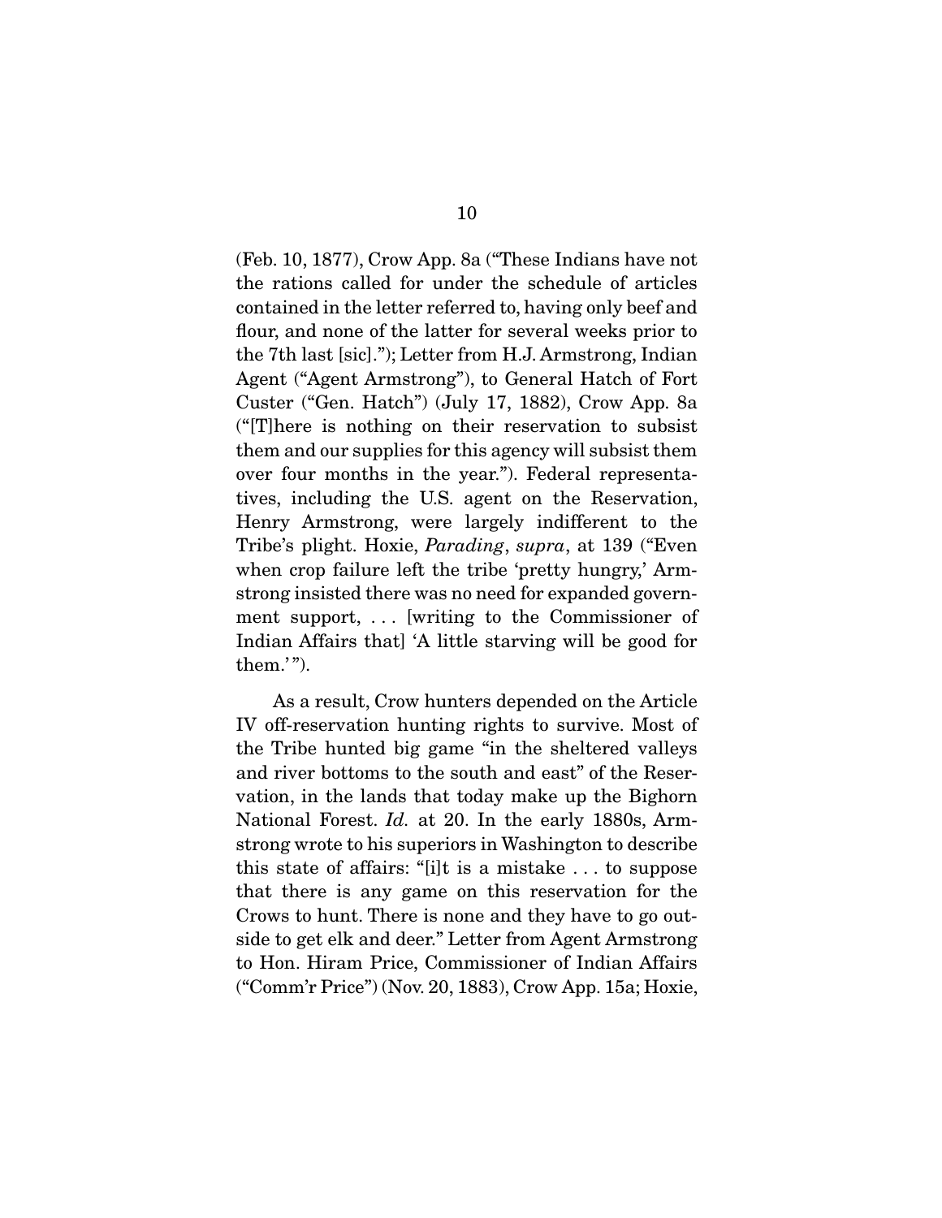(Feb. 10, 1877), Crow App. 8a ("These Indians have not the rations called for under the schedule of articles contained in the letter referred to, having only beef and flour, and none of the latter for several weeks prior to the 7th last [sic]."); Letter from H.J. Armstrong, Indian Agent ("Agent Armstrong"), to General Hatch of Fort Custer ("Gen. Hatch") (July 17, 1882), Crow App. 8a ("[T]here is nothing on their reservation to subsist them and our supplies for this agency will subsist them over four months in the year."). Federal representatives, including the U.S. agent on the Reservation, Henry Armstrong, were largely indifferent to the Tribe's plight. Hoxie, *Parading*, *supra*, at 139 ("Even when crop failure left the tribe 'pretty hungry,' Armstrong insisted there was no need for expanded government support, . . . [writing to the Commissioner of Indian Affairs that] 'A little starving will be good for them.'").

As a result, Crow hunters depended on the Article IV off-reservation hunting rights to survive. Most of the Tribe hunted big game "in the sheltered valleys and river bottoms to the south and east" of the Reservation, in the lands that today make up the Bighorn National Forest. *Id.* at 20. In the early 1880s, Armstrong wrote to his superiors in Washington to describe this state of affairs: "[i]t is a mistake . . . to suppose that there is any game on this reservation for the Crows to hunt. There is none and they have to go outside to get elk and deer." Letter from Agent Armstrong to Hon. Hiram Price, Commissioner of Indian Affairs ("Comm'r Price") (Nov. 20, 1883), Crow App. 15a; Hoxie,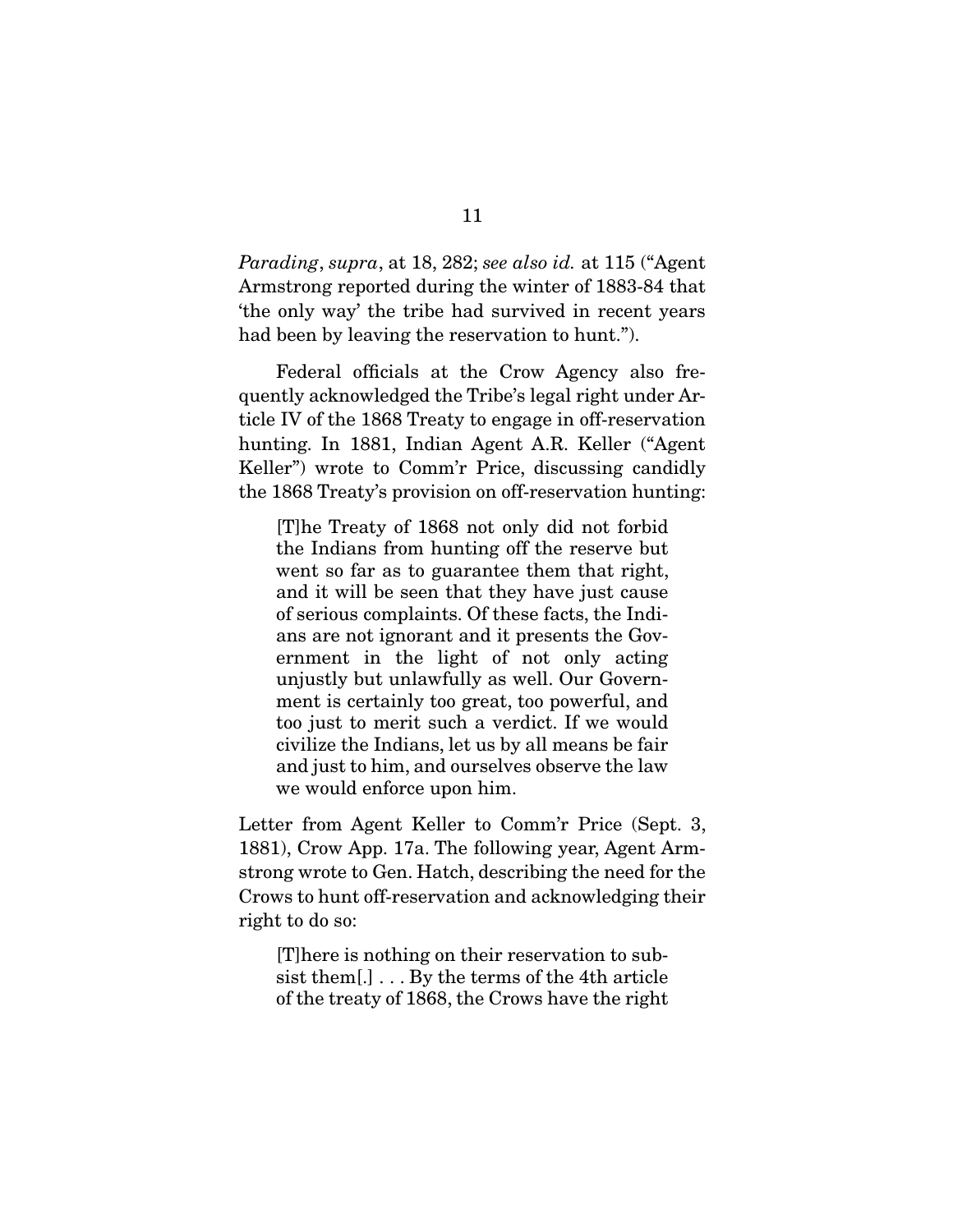*Parading*, *supra*, at 18, 282; *see also id.* at 115 ("Agent Armstrong reported during the winter of 1883-84 that 'the only way' the tribe had survived in recent years had been by leaving the reservation to hunt.").

Federal officials at the Crow Agency also frequently acknowledged the Tribe's legal right under Article IV of the 1868 Treaty to engage in off-reservation hunting. In 1881, Indian Agent A.R. Keller ("Agent Keller") wrote to Comm'r Price, discussing candidly the 1868 Treaty's provision on off-reservation hunting:

> [T]he Treaty of 1868 not only did not forbid the Indians from hunting off the reserve but went so far as to guarantee them that right, and it will be seen that they have just cause of serious complaints. Of these facts, the Indians are not ignorant and it presents the Government in the light of not only acting unjustly but unlawfully as well. Our Government is certainly too great, too powerful, and too just to merit such a verdict. If we would civilize the Indians, let us by all means be fair and just to him, and ourselves observe the law we would enforce upon him.

Letter from Agent Keller to Comm'r Price (Sept. 3, 1881), Crow App. 17a. The following year, Agent Armstrong wrote to Gen. Hatch, describing the need for the Crows to hunt off-reservation and acknowledging their right to do so:

> [T]here is nothing on their reservation to subsist them[.] . . . By the terms of the 4th article of the treaty of 1868, the Crows have the right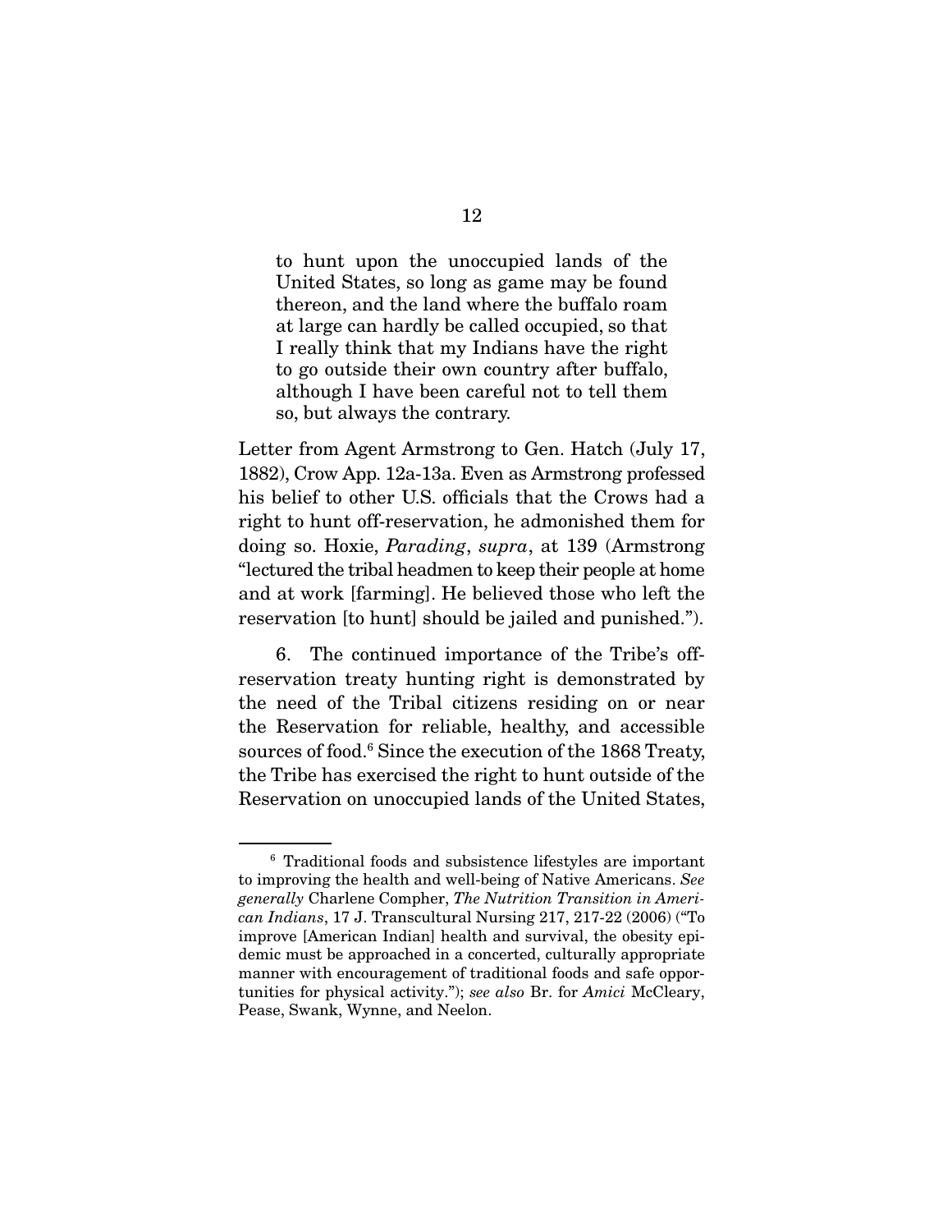> to hunt upon the unoccupied lands of the United States, so long as game may be found thereon, and the land where the buffalo roam at large can hardly be called occupied, so that I really think that my Indians have the right to go outside their own country after buffalo, although I have been careful not to tell them so, but always the contrary.

Letter from Agent Armstrong to Gen. Hatch (July 17, 1882), Crow App. 12a-13a. Even as Armstrong professed his belief to other U.S. officials that the Crows had a right to hunt off-reservation, he admonished them for doing so. Hoxie, *Parading*, *supra*, at 139 (Armstrong "lectured the tribal headmen to keep their people at home and at work [farming]. He believed those who left the reservation [to hunt] should be jailed and punished.").

6. The continued importance of the Tribe's off-reservation treaty hunting right is demonstrated by the need of the Tribal citizens residing on or near the Reservation for reliable, healthy, and accessible sources of food.[6] Since the execution of the 1868 Treaty, the Tribe has exercised the right to hunt outside of the Reservation on unoccupied lands of the United States,

---

[6] Traditional foods and subsistence lifestyles are important to improving the health and well-being of Native Americans. *See generally* Charlene Compher, *The Nutrition Transition in American Indians*, 17 J. Transcultural Nursing 217, 217-22 (2006) ("To improve [American Indian] health and survival, the obesity epidemic must be approached in a concerted, culturally appropriate manner with encouragement of traditional foods and safe opportunities for physical activity."); *see also* Br. for *Amici* McCleary, Pease, Swank, Wynne, and Neelon.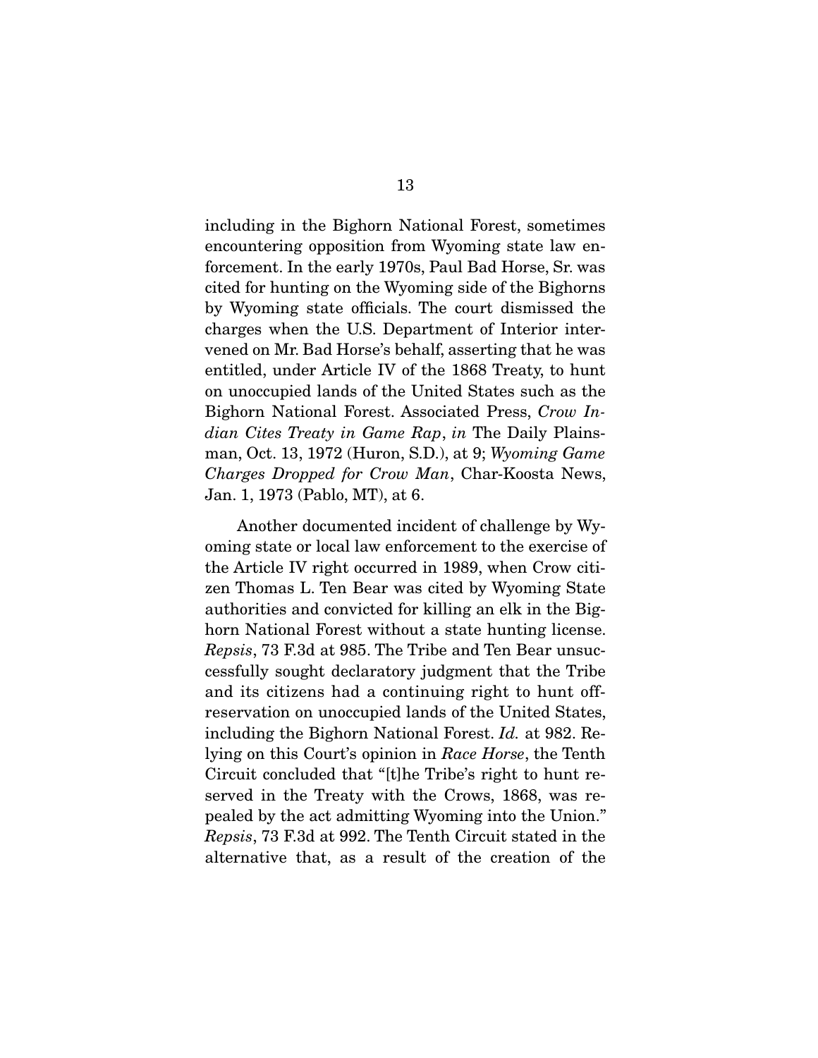including in the Bighorn National Forest, sometimes encountering opposition from Wyoming state law enforcement. In the early 1970s, Paul Bad Horse, Sr. was cited for hunting on the Wyoming side of the Bighorns by Wyoming state officials. The court dismissed the charges when the U.S. Department of Interior intervened on Mr. Bad Horse's behalf, asserting that he was entitled, under Article IV of the 1868 Treaty, to hunt on unoccupied lands of the United States such as the Bighorn National Forest. Associated Press, *Crow Indian Cites Treaty in Game Rap*, *in* The Daily Plainsman, Oct. 13, 1972 (Huron, S.D.), at 9; *Wyoming Game Charges Dropped for Crow Man*, Char-Koosta News, Jan. 1, 1973 (Pablo, MT), at 6.

Another documented incident of challenge by Wyoming state or local law enforcement to the exercise of the Article IV right occurred in 1989, when Crow citizen Thomas L. Ten Bear was cited by Wyoming State authorities and convicted for killing an elk in the Bighorn National Forest without a state hunting license. *Repsis*, 73 F.3d at 985. The Tribe and Ten Bear unsuccessfully sought declaratory judgment that the Tribe and its citizens had a continuing right to hunt off-reservation on unoccupied lands of the United States, including the Bighorn National Forest. *Id.* at 982. Relying on this Court's opinion in *Race Horse*, the Tenth Circuit concluded that "[t]he Tribe's right to hunt reserved in the Treaty with the Crows, 1868, was repealed by the act admitting Wyoming into the Union." *Repsis*, 73 F.3d at 992. The Tenth Circuit stated in the alternative that, as a result of the creation of the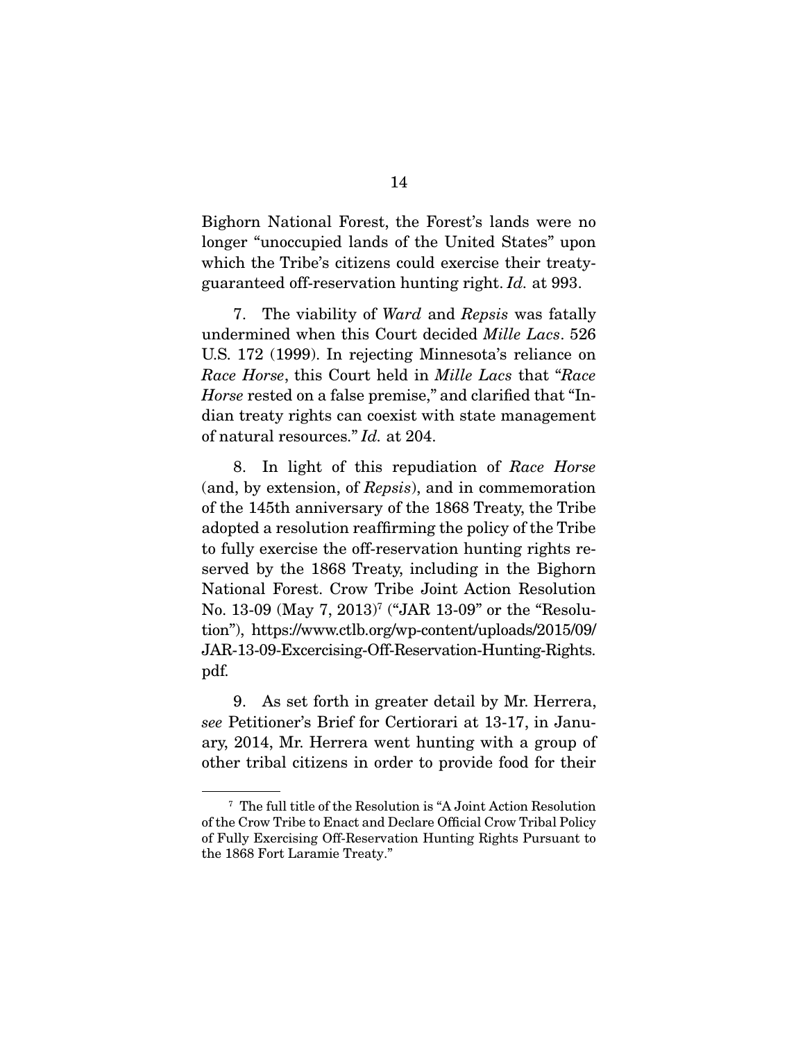Bighorn National Forest, the Forest's lands were no longer "unoccupied lands of the United States" upon which the Tribe's citizens could exercise their treaty-guaranteed off-reservation hunting right. *Id.* at 993.

7. The viability of *Ward* and *Repsis* was fatally undermined when this Court decided *Mille Lacs*. 526 U.S. 172 (1999). In rejecting Minnesota's reliance on *Race Horse*, this Court held in *Mille Lacs* that "*Race Horse* rested on a false premise," and clarified that "Indian treaty rights can coexist with state management of natural resources." *Id.* at 204.

8. In light of this repudiation of *Race Horse* (and, by extension, of *Repsis*), and in commemoration of the 145th anniversary of the 1868 Treaty, the Tribe adopted a resolution reaffirming the policy of the Tribe to fully exercise the off-reservation hunting rights reserved by the 1868 Treaty, including in the Bighorn National Forest. Crow Tribe Joint Action Resolution No. 13-09 (May 7, 2013)[7] ("JAR 13-09" or the "Resolution"), https://www.ctlb.org/wp-content/uploads/2015/09/JAR-13-09-Excercising-Off-Reservation-Hunting-Rights.pdf.

9. As set forth in greater detail by Mr. Herrera, *see* Petitioner's Brief for Certiorari at 13-17, in January, 2014, Mr. Herrera went hunting with a group of other tribal citizens in order to provide food for their

---

[7] The full title of the Resolution is "A Joint Action Resolution of the Crow Tribe to Enact and Declare Official Crow Tribal Policy of Fully Exercising Off-Reservation Hunting Rights Pursuant to the 1868 Fort Laramie Treaty."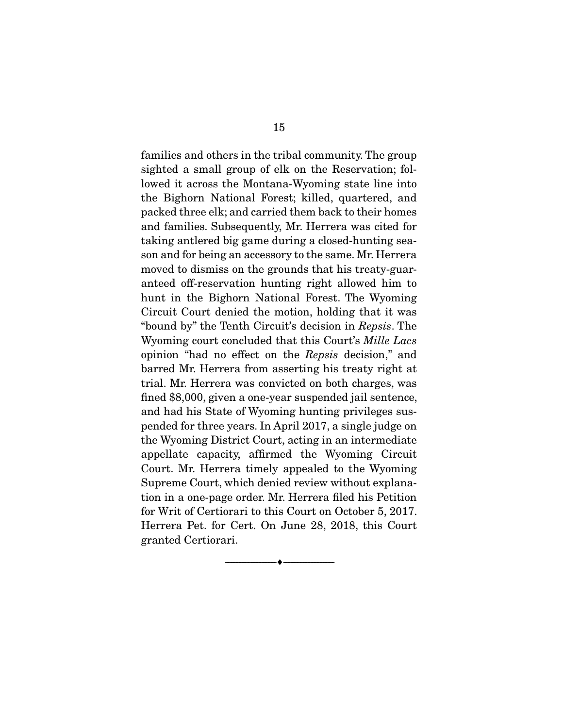families and others in the tribal community. The group sighted a small group of elk on the Reservation; followed it across the Montana-Wyoming state line into the Bighorn National Forest; killed, quartered, and packed three elk; and carried them back to their homes and families. Subsequently, Mr. Herrera was cited for taking antlered big game during a closed-hunting season and for being an accessory to the same. Mr. Herrera moved to dismiss on the grounds that his treaty-guaranteed off-reservation hunting right allowed him to hunt in the Bighorn National Forest. The Wyoming Circuit Court denied the motion, holding that it was "bound by" the Tenth Circuit's decision in *Repsis*. The Wyoming court concluded that this Court's *Mille Lacs* opinion "had no effect on the *Repsis* decision," and barred Mr. Herrera from asserting his treaty right at trial. Mr. Herrera was convicted on both charges, was fined $8,000, given a one-year suspended jail sentence, and had his State of Wyoming hunting privileges suspended for three years. In April 2017, a single judge on the Wyoming District Court, acting in an intermediate appellate capacity, affirmed the Wyoming Circuit Court. Mr. Herrera timely appealed to the Wyoming Supreme Court, which denied review without explanation in a one-page order. Mr. Herrera filed his Petition for Writ of Certiorari to this Court on October 5, 2017. Herrera Pet. for Cert. On June 28, 2018, this Court granted Certiorari.

---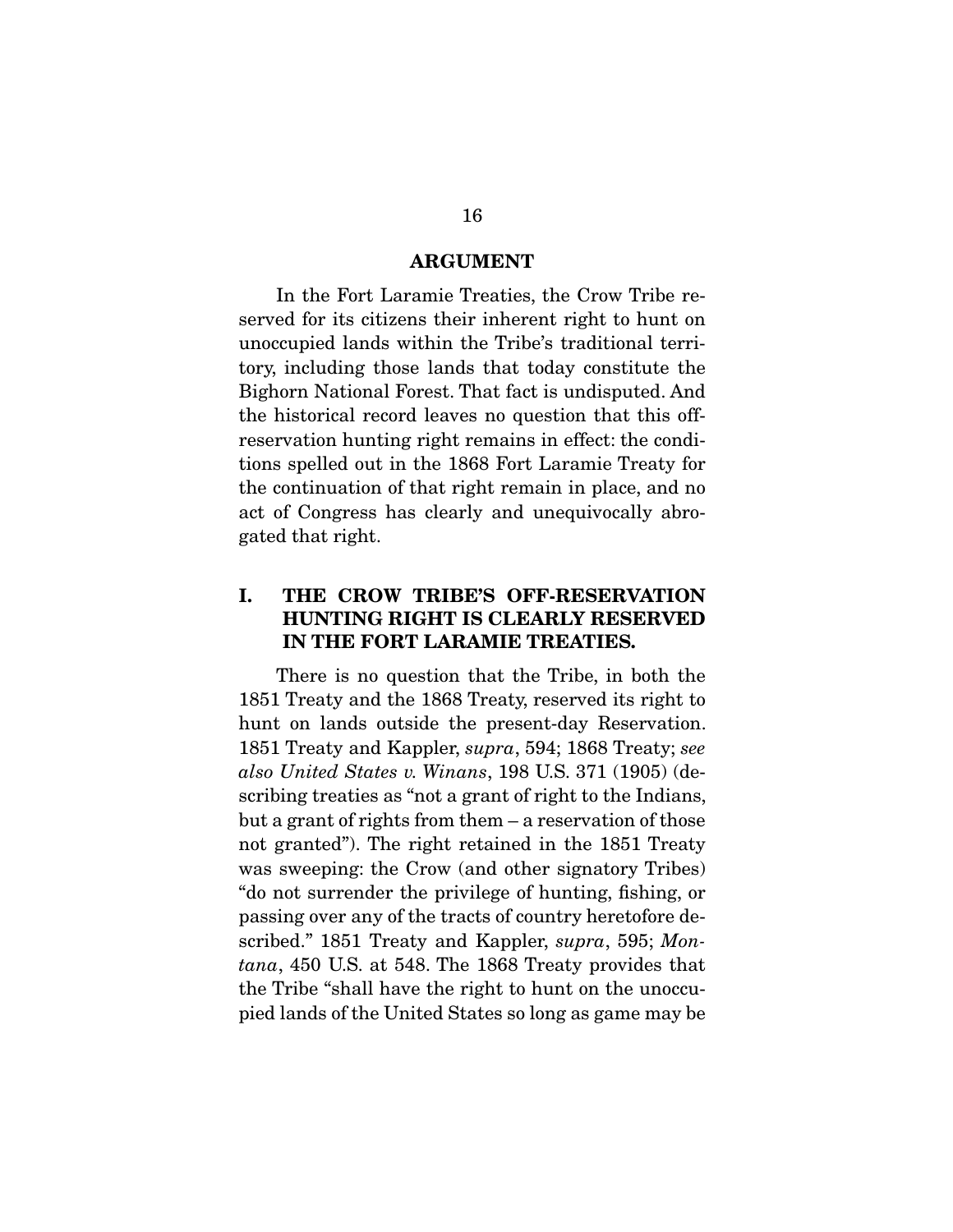## ARGUMENT

In the Fort Laramie Treaties, the Crow Tribe reserved for its citizens their inherent right to hunt on unoccupied lands within the Tribe's traditional territory, including those lands that today constitute the Bighorn National Forest. That fact is undisputed. And the historical record leaves no question that this off-reservation hunting right remains in effect: the conditions spelled out in the 1868 Fort Laramie Treaty for the continuation of that right remain in place, and no act of Congress has clearly and unequivocally abrogated that right.

### I. THE CROW TRIBE'S OFF-RESERVATION HUNTING RIGHT IS CLEARLY RESERVED IN THE FORT LARAMIE TREATIES.

There is no question that the Tribe, in both the 1851 Treaty and the 1868 Treaty, reserved its right to hunt on lands outside the present-day Reservation. 1851 Treaty and Kappler, *supra*, 594; 1868 Treaty; *see also United States v. Winans*, 198 U.S. 371 (1905) (describing treaties as "not a grant of right to the Indians, but a grant of rights from them – a reservation of those not granted"). The right retained in the 1851 Treaty was sweeping: the Crow (and other signatory Tribes) "do not surrender the privilege of hunting, fishing, or passing over any of the tracts of country heretofore described." 1851 Treaty and Kappler, *supra*, 595; *Montana*, 450 U.S. at 548. The 1868 Treaty provides that the Tribe "shall have the right to hunt on the unoccupied lands of the United States so long as game may be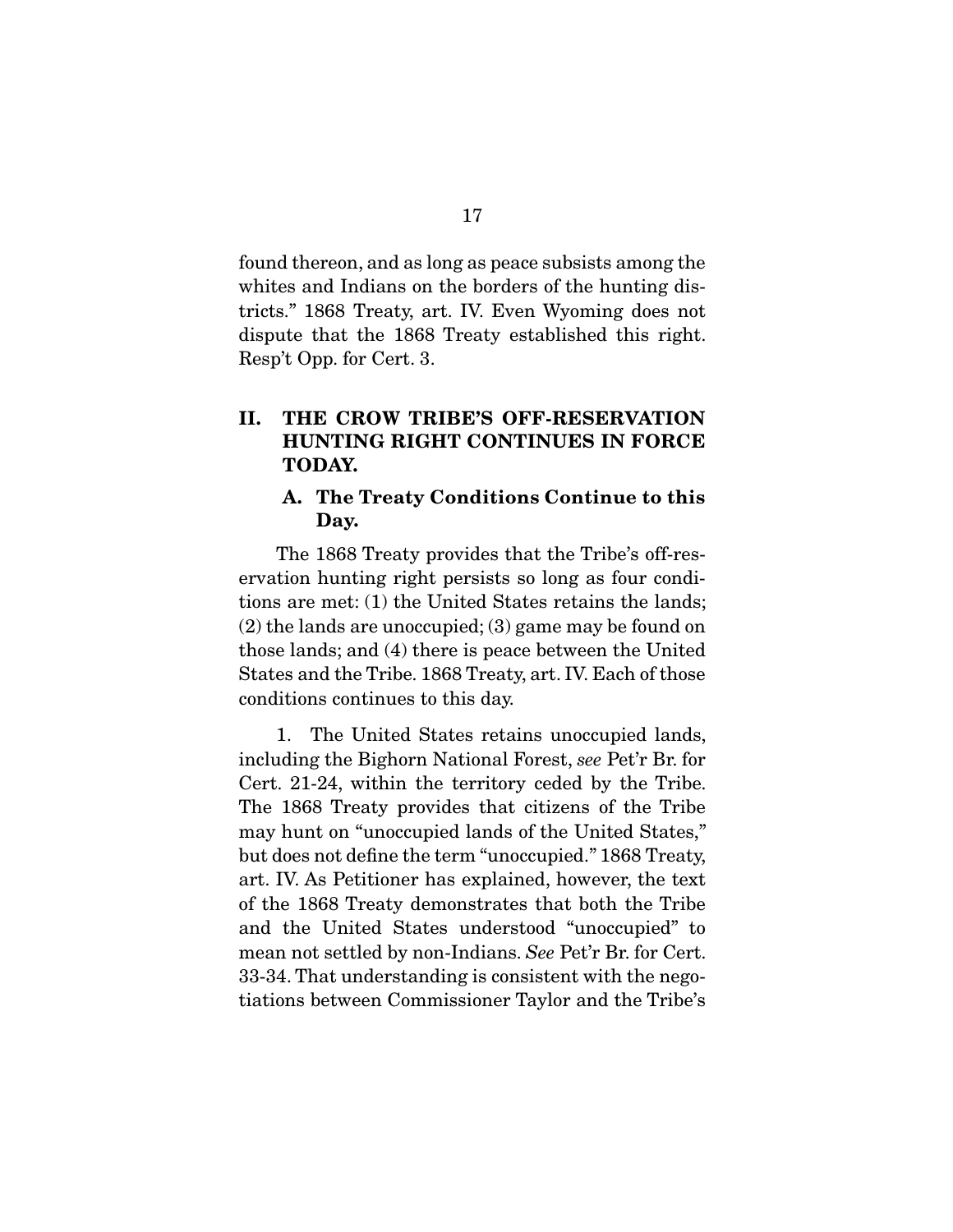found thereon, and as long as peace subsists among the whites and Indians on the borders of the hunting districts." 1868 Treaty, art. IV. Even Wyoming does not dispute that the 1868 Treaty established this right. Resp't Opp. for Cert. 3.

## II. THE CROW TRIBE'S OFF-RESERVATION HUNTING RIGHT CONTINUES IN FORCE TODAY.

### A. The Treaty Conditions Continue to this Day.

The 1868 Treaty provides that the Tribe's off-reservation hunting right persists so long as four conditions are met: (1) the United States retains the lands; (2) the lands are unoccupied; (3) game may be found on those lands; and (4) there is peace between the United States and the Tribe. 1868 Treaty, art. IV. Each of those conditions continues to this day.

1. The United States retains unoccupied lands, including the Bighorn National Forest, *see* Pet'r Br. for Cert. 21-24, within the territory ceded by the Tribe. The 1868 Treaty provides that citizens of the Tribe may hunt on "unoccupied lands of the United States," but does not define the term "unoccupied." 1868 Treaty, art. IV. As Petitioner has explained, however, the text of the 1868 Treaty demonstrates that both the Tribe and the United States understood "unoccupied" to mean not settled by non-Indians. *See* Pet'r Br. for Cert. 33-34. That understanding is consistent with the negotiations between Commissioner Taylor and the Tribe's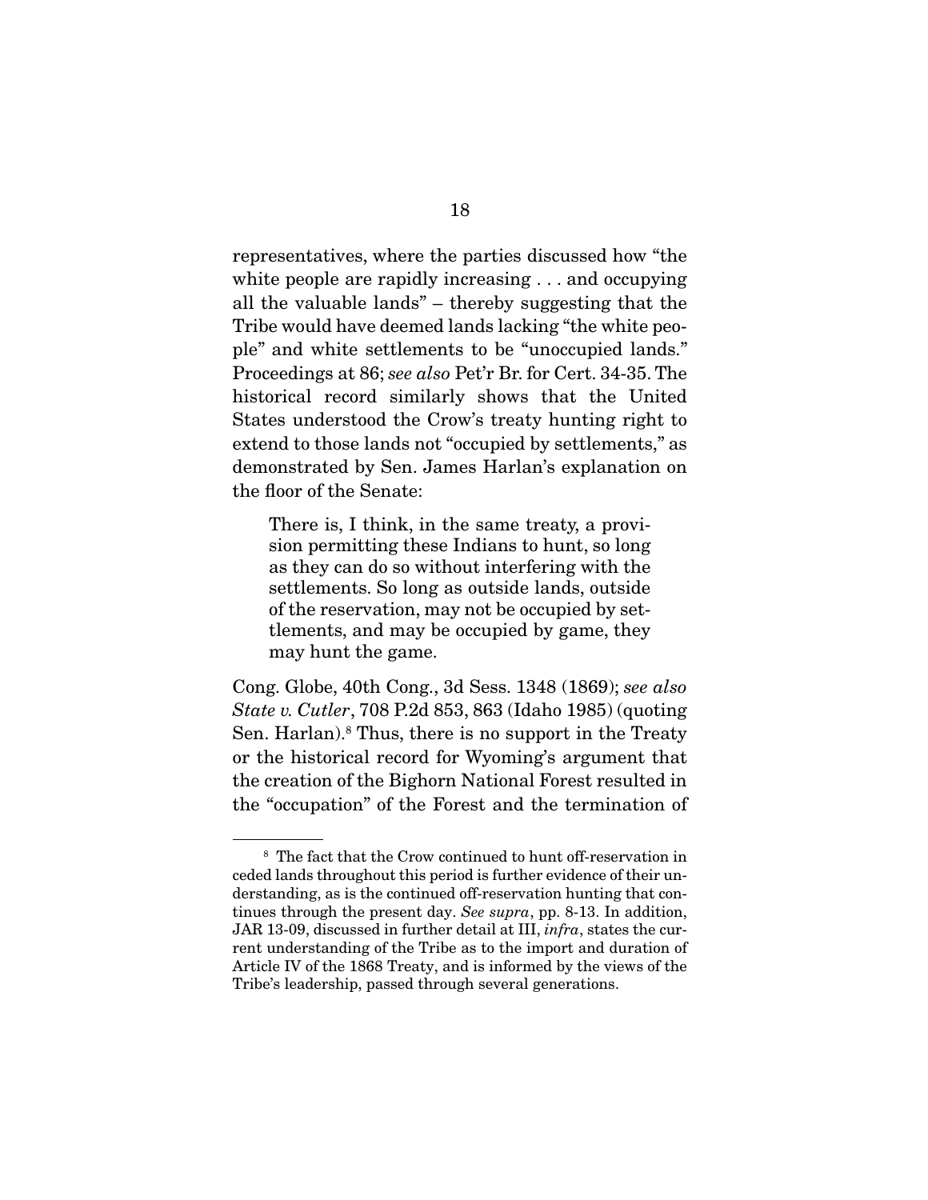representatives, where the parties discussed how "the white people are rapidly increasing . . . and occupying all the valuable lands" – thereby suggesting that the Tribe would have deemed lands lacking "the white people" and white settlements to be "unoccupied lands." Proceedings at 86; *see also* Pet'r Br. for Cert. 34-35. The historical record similarly shows that the United States understood the Crow's treaty hunting right to extend to those lands not "occupied by settlements," as demonstrated by Sen. James Harlan's explanation on the floor of the Senate:

> There is, I think, in the same treaty, a provision permitting these Indians to hunt, so long as they can do so without interfering with the settlements. So long as outside lands, outside of the reservation, may not be occupied by settlements, and may be occupied by game, they may hunt the game.

Cong. Globe, 40th Cong., 3d Sess. 1348 (1869); *see also State v. Cutler*, 708 P.2d 853, 863 (Idaho 1985) (quoting Sen. Harlan).[8] Thus, there is no support in the Treaty or the historical record for Wyoming's argument that the creation of the Bighorn National Forest resulted in the "occupation" of the Forest and the termination of

---

[8] The fact that the Crow continued to hunt off-reservation in ceded lands throughout this period is further evidence of their understanding, as is the continued off-reservation hunting that continues through the present day. *See supra*, pp. 8-13. In addition, JAR 13-09, discussed in further detail at III, *infra*, states the current understanding of the Tribe as to the import and duration of Article IV of the 1868 Treaty, and is informed by the views of the Tribe's leadership, passed through several generations.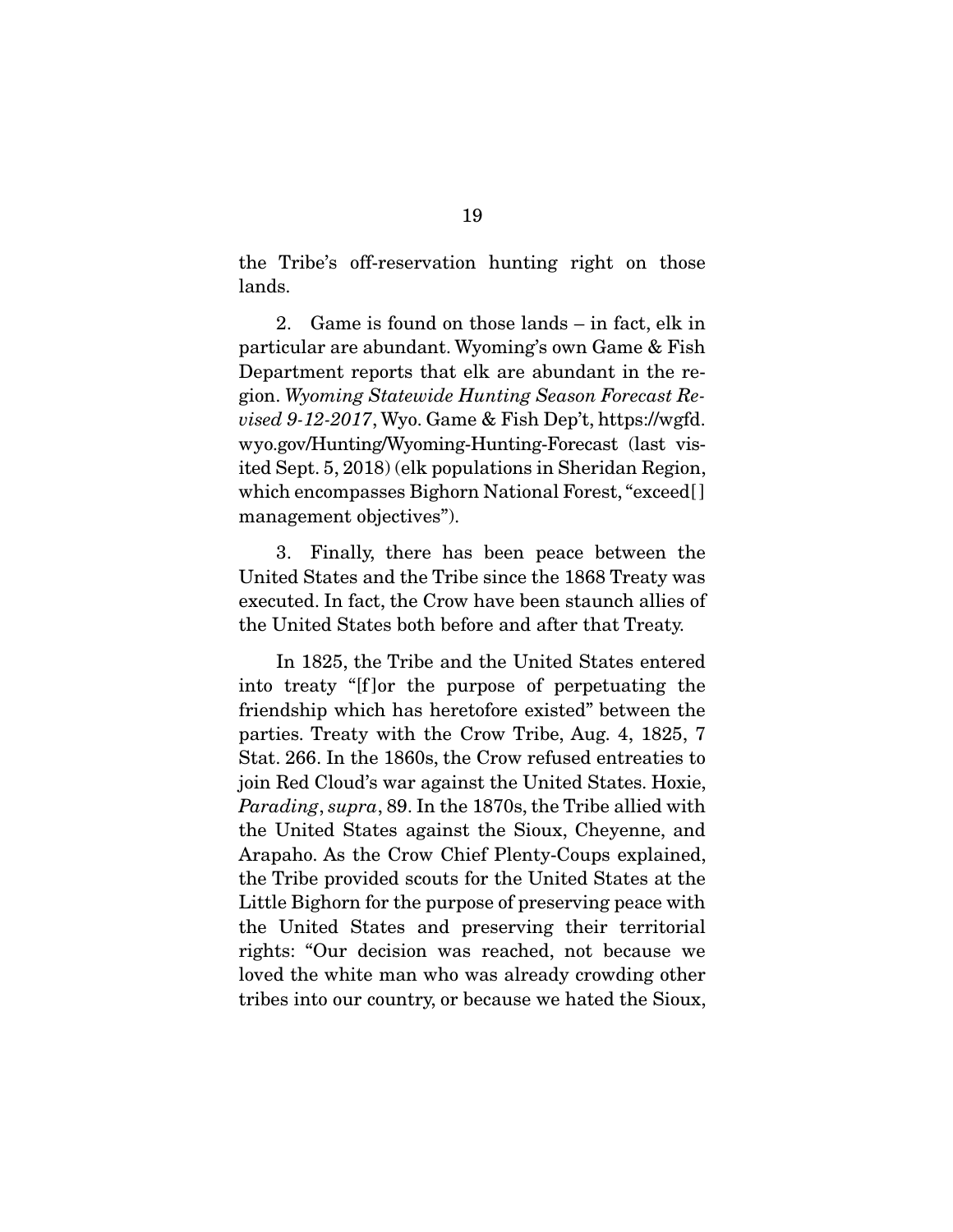the Tribe's off-reservation hunting right on those lands.

2. Game is found on those lands – in fact, elk in particular are abundant. Wyoming's own Game & Fish Department reports that elk are abundant in the region. *Wyoming Statewide Hunting Season Forecast Revised 9-12-2017*, Wyo. Game & Fish Dep't, https://wgfd.wyo.gov/Hunting/Wyoming-Hunting-Forecast (last visited Sept. 5, 2018) (elk populations in Sheridan Region, which encompasses Bighorn National Forest, "exceed[] management objectives").

3. Finally, there has been peace between the United States and the Tribe since the 1868 Treaty was executed. In fact, the Crow have been staunch allies of the United States both before and after that Treaty.

In 1825, the Tribe and the United States entered into treaty "[f]or the purpose of perpetuating the friendship which has heretofore existed" between the parties. Treaty with the Crow Tribe, Aug. 4, 1825, 7 Stat. 266. In the 1860s, the Crow refused entreaties to join Red Cloud's war against the United States. Hoxie, *Parading*, *supra*, 89. In the 1870s, the Tribe allied with the United States against the Sioux, Cheyenne, and Arapaho. As the Crow Chief Plenty-Coups explained, the Tribe provided scouts for the United States at the Little Bighorn for the purpose of preserving peace with the United States and preserving their territorial rights: "Our decision was reached, not because we loved the white man who was already crowding other tribes into our country, or because we hated the Sioux,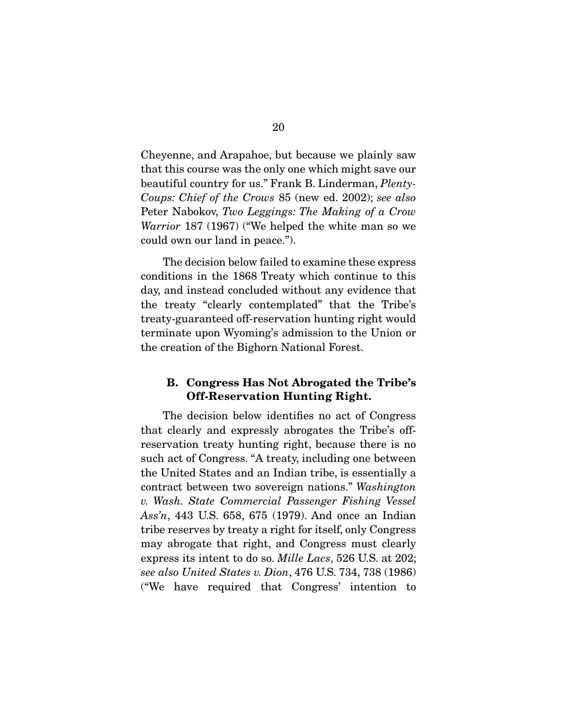Cheyenne, and Arapahoe, but because we plainly saw that this course was the only one which might save our beautiful country for us." Frank B. Linderman, *Plenty-Coups: Chief of the Crows* 85 (new ed. 2002); *see also* Peter Nabokov, *Two Leggings: The Making of a Crow Warrior* 187 (1967) ("We helped the white man so we could own our land in peace.").

The decision below failed to examine these express conditions in the 1868 Treaty which continue to this day, and instead concluded without any evidence that the treaty "clearly contemplated" that the Tribe's treaty-guaranteed off-reservation hunting right would terminate upon Wyoming's admission to the Union or the creation of the Bighorn National Forest.

### B. Congress Has Not Abrogated the Tribe's Off-Reservation Hunting Right.

The decision below identifies no act of Congress that clearly and expressly abrogates the Tribe's off-reservation treaty hunting right, because there is no such act of Congress. "A treaty, including one between the United States and an Indian tribe, is essentially a contract between two sovereign nations." *Washington v. Wash. State Commercial Passenger Fishing Vessel Ass'n*, 443 U.S. 658, 675 (1979). And once an Indian tribe reserves by treaty a right for itself, only Congress may abrogate that right, and Congress must clearly express its intent to do so. *Mille Lacs*, 526 U.S. at 202; *see also United States v. Dion*, 476 U.S. 734, 738 (1986) ("We have required that Congress' intention to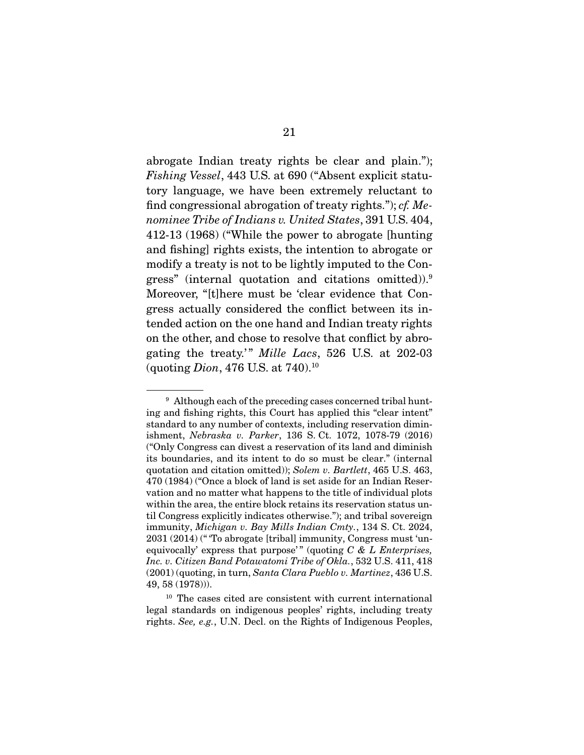abrogate Indian treaty rights be clear and plain."); *Fishing Vessel*, 443 U.S. at 690 ("Absent explicit statutory language, we have been extremely reluctant to find congressional abrogation of treaty rights."); *cf. Menominee Tribe of Indians v. United States*, 391 U.S. 404, 412-13 (1968) ("While the power to abrogate [hunting and fishing] rights exists, the intention to abrogate or modify a treaty is not to be lightly imputed to the Congress" (internal quotation and citations omitted)).[9] Moreover, "[t]here must be 'clear evidence that Congress actually considered the conflict between its intended action on the one hand and Indian treaty rights on the other, and chose to resolve that conflict by abrogating the treaty.'" *Mille Lacs*, 526 U.S. at 202-03 (quoting *Dion*, 476 U.S. at 740).[10]

---

[9] Although each of the preceding cases concerned tribal hunting and fishing rights, this Court has applied this "clear intent" standard to any number of contexts, including reservation diminishment, *Nebraska v. Parker*, 136 S. Ct. 1072, 1078-79 (2016) ("Only Congress can divest a reservation of its land and diminish its boundaries, and its intent to do so must be clear." (internal quotation and citation omitted)); *Solem v. Bartlett*, 465 U.S. 463, 470 (1984) ("Once a block of land is set aside for an Indian Reservation and no matter what happens to the title of individual plots within the area, the entire block retains its reservation status until Congress explicitly indicates otherwise."); and tribal sovereign immunity, *Michigan v. Bay Mills Indian Cmty.*, 134 S. Ct. 2024, 2031 (2014) ("'To abrogate [tribal] immunity, Congress must 'unequivocally' express that purpose'" (quoting *C & L Enterprises, Inc. v. Citizen Band Potawatomi Tribe of Okla.*, 532 U.S. 411, 418 (2001) (quoting, in turn, *Santa Clara Pueblo v. Martinez*, 436 U.S. 49, 58 (1978))).

[10] The cases cited are consistent with current international legal standards on indigenous peoples' rights, including treaty rights. *See, e.g.*, U.N. Decl. on the Rights of Indigenous Peoples,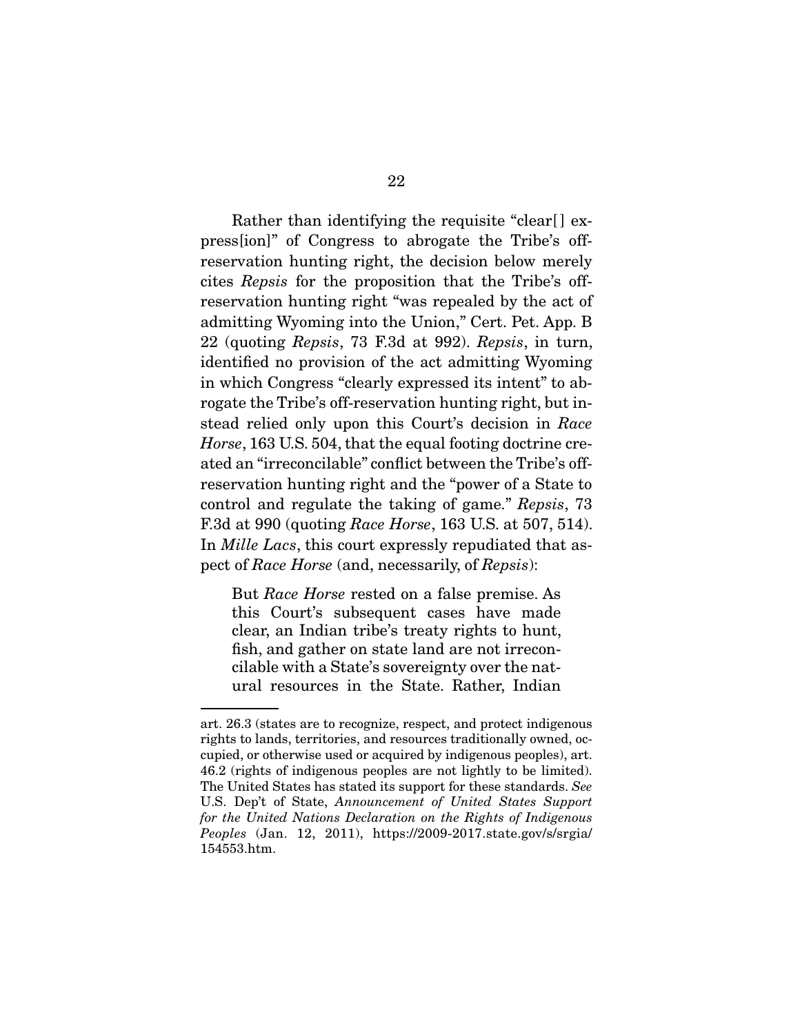Rather than identifying the requisite "clear[] express[ion]" of Congress to abrogate the Tribe's off-reservation hunting right, the decision below merely cites *Repsis* for the proposition that the Tribe's off-reservation hunting right "was repealed by the act of admitting Wyoming into the Union," Cert. Pet. App. B 22 (quoting *Repsis*, 73 F.3d at 992). *Repsis*, in turn, identified no provision of the act admitting Wyoming in which Congress "clearly expressed its intent" to abrogate the Tribe's off-reservation hunting right, but instead relied only upon this Court's decision in *Race Horse*, 163 U.S. 504, that the equal footing doctrine created an "irreconcilable" conflict between the Tribe's off-reservation hunting right and the "power of a State to control and regulate the taking of game." *Repsis*, 73 F.3d at 990 (quoting *Race Horse*, 163 U.S. at 507, 514). In *Mille Lacs*, this court expressly repudiated that aspect of *Race Horse* (and, necessarily, of *Repsis*):

> But *Race Horse* rested on a false premise. As this Court's subsequent cases have made clear, an Indian tribe's treaty rights to hunt, fish, and gather on state land are not irreconcilable with a State's sovereignty over the natural resources in the State. Rather, Indian

---

art. 26.3 (states are to recognize, respect, and protect indigenous rights to lands, territories, and resources traditionally owned, occupied, or otherwise used or acquired by indigenous peoples), art. 46.2 (rights of indigenous peoples are not lightly to be limited). The United States has stated its support for these standards. *See* U.S. Dep't of State, *Announcement of United States Support for the United Nations Declaration on the Rights of Indigenous Peoples* (Jan. 12, 2011), https://2009-2017.state.gov/s/srgia/154553.htm.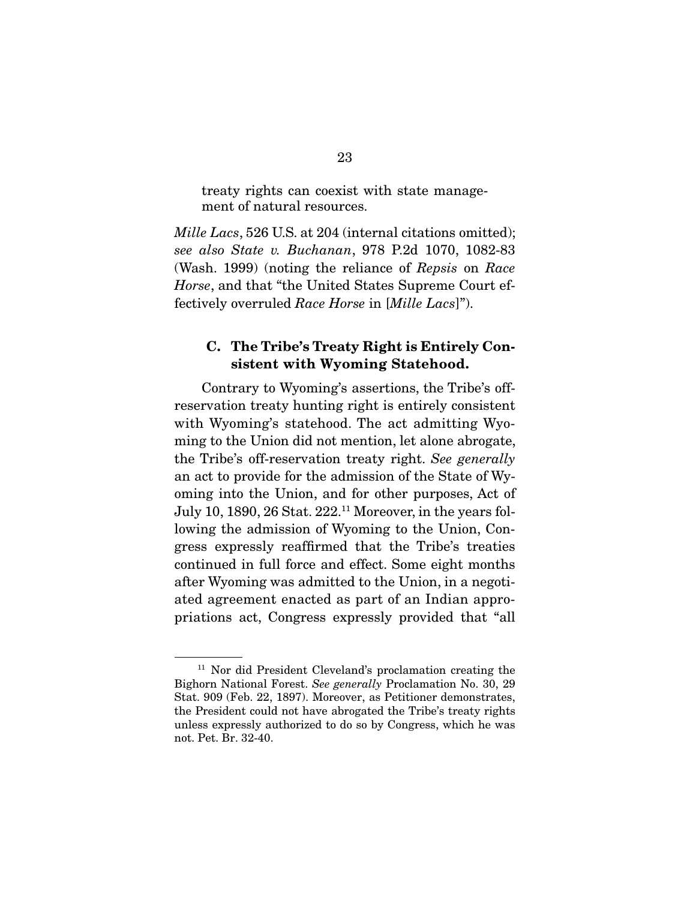treaty rights can coexist with state management of natural resources.

*Mille Lacs*, 526 U.S. at 204 (internal citations omitted); *see also State v. Buchanan*, 978 P.2d 1070, 1082-83 (Wash. 1999) (noting the reliance of *Repsis* on *Race Horse*, and that "the United States Supreme Court effectively overruled *Race Horse* in [*Mille Lacs*]").

### C. The Tribe's Treaty Right is Entirely Consistent with Wyoming Statehood.

Contrary to Wyoming's assertions, the Tribe's off-reservation treaty hunting right is entirely consistent with Wyoming's statehood. The act admitting Wyoming to the Union did not mention, let alone abrogate, the Tribe's off-reservation treaty right. *See generally* an act to provide for the admission of the State of Wyoming into the Union, and for other purposes, Act of July 10, 1890, 26 Stat. 222.[11] Moreover, in the years following the admission of Wyoming to the Union, Congress expressly reaffirmed that the Tribe's treaties continued in full force and effect. Some eight months after Wyoming was admitted to the Union, in a negotiated agreement enacted as part of an Indian appropriations act, Congress expressly provided that "all

---

[11] Nor did President Cleveland's proclamation creating the Bighorn National Forest. *See generally* Proclamation No. 30, 29 Stat. 909 (Feb. 22, 1897). Moreover, as Petitioner demonstrates, the President could not have abrogated the Tribe's treaty rights unless expressly authorized to do so by Congress, which he was not. Pet. Br. 32-40.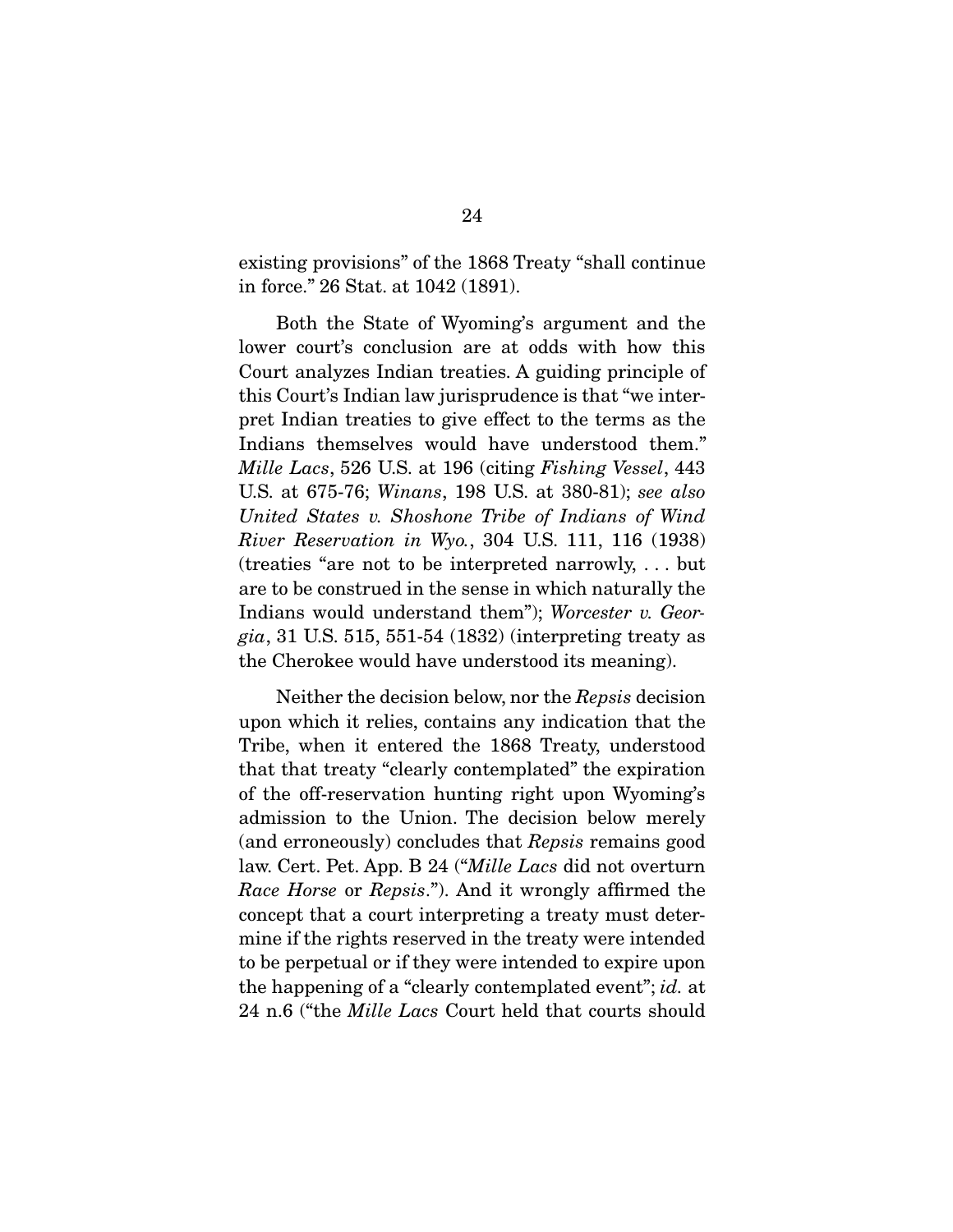existing provisions" of the 1868 Treaty "shall continue in force." 26 Stat. at 1042 (1891).

Both the State of Wyoming's argument and the lower court's conclusion are at odds with how this Court analyzes Indian treaties. A guiding principle of this Court's Indian law jurisprudence is that "we interpret Indian treaties to give effect to the terms as the Indians themselves would have understood them." *Mille Lacs*, 526 U.S. at 196 (citing *Fishing Vessel*, 443 U.S. at 675-76; *Winans*, 198 U.S. at 380-81); *see also United States v. Shoshone Tribe of Indians of Wind River Reservation in Wyo.*, 304 U.S. 111, 116 (1938) (treaties "are not to be interpreted narrowly, . . . but are to be construed in the sense in which naturally the Indians would understand them"); *Worcester v. Georgia*, 31 U.S. 515, 551-54 (1832) (interpreting treaty as the Cherokee would have understood its meaning).

Neither the decision below, nor the *Repsis* decision upon which it relies, contains any indication that the Tribe, when it entered the 1868 Treaty, understood that that treaty "clearly contemplated" the expiration of the off-reservation hunting right upon Wyoming's admission to the Union. The decision below merely (and erroneously) concludes that *Repsis* remains good law. Cert. Pet. App. B 24 ("*Mille Lacs* did not overturn *Race Horse* or *Repsis*."). And it wrongly affirmed the concept that a court interpreting a treaty must determine if the rights reserved in the treaty were intended to be perpetual or if they were intended to expire upon the happening of a "clearly contemplated event"; *id.* at 24 n.6 ("the *Mille Lacs* Court held that courts should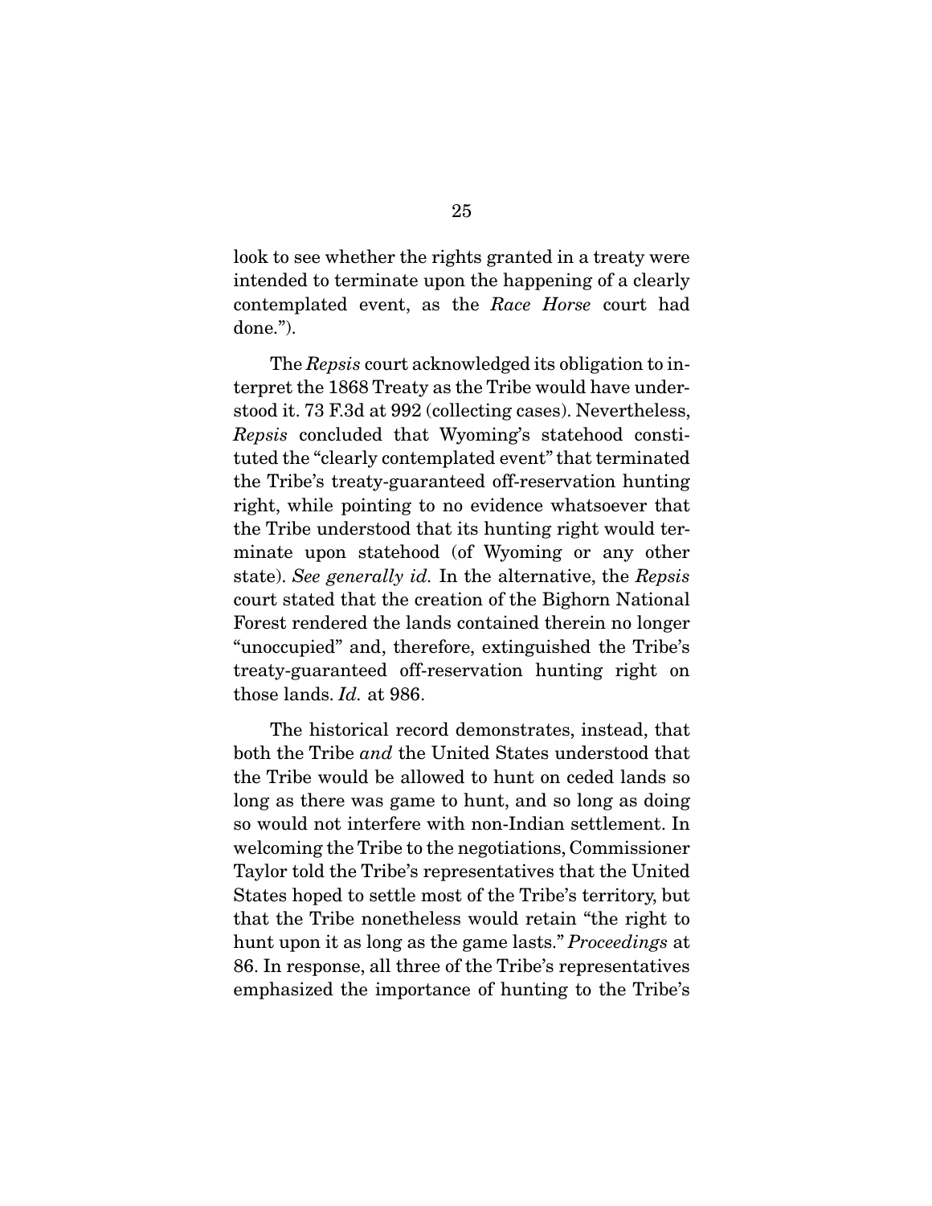look to see whether the rights granted in a treaty were intended to terminate upon the happening of a clearly contemplated event, as the *Race Horse* court had done.").

The *Repsis* court acknowledged its obligation to interpret the 1868 Treaty as the Tribe would have understood it. 73 F.3d at 992 (collecting cases). Nevertheless, *Repsis* concluded that Wyoming's statehood constituted the "clearly contemplated event" that terminated the Tribe's treaty-guaranteed off-reservation hunting right, while pointing to no evidence whatsoever that the Tribe understood that its hunting right would terminate upon statehood (of Wyoming or any other state). *See generally id.* In the alternative, the *Repsis* court stated that the creation of the Bighorn National Forest rendered the lands contained therein no longer "unoccupied" and, therefore, extinguished the Tribe's treaty-guaranteed off-reservation hunting right on those lands. *Id.* at 986.

The historical record demonstrates, instead, that both the Tribe *and* the United States understood that the Tribe would be allowed to hunt on ceded lands so long as there was game to hunt, and so long as doing so would not interfere with non-Indian settlement. In welcoming the Tribe to the negotiations, Commissioner Taylor told the Tribe's representatives that the United States hoped to settle most of the Tribe's territory, but that the Tribe nonetheless would retain "the right to hunt upon it as long as the game lasts." *Proceedings* at 86. In response, all three of the Tribe's representatives emphasized the importance of hunting to the Tribe's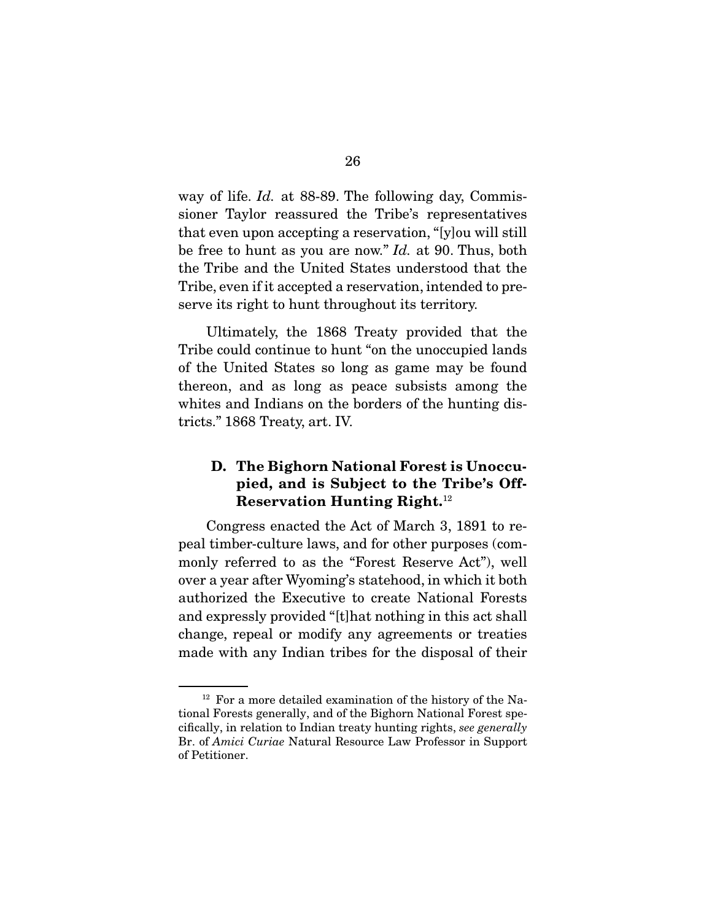way of life. *Id.* at 88-89. The following day, Commissioner Taylor reassured the Tribe's representatives that even upon accepting a reservation, "[y]ou will still be free to hunt as you are now." *Id.* at 90. Thus, both the Tribe and the United States understood that the Tribe, even if it accepted a reservation, intended to preserve its right to hunt throughout its territory.

Ultimately, the 1868 Treaty provided that the Tribe could continue to hunt "on the unoccupied lands of the United States so long as game may be found thereon, and as long as peace subsists among the whites and Indians on the borders of the hunting districts." 1868 Treaty, art. IV.

### D. The Bighorn National Forest is Unoccupied, and is Subject to the Tribe's Off-Reservation Hunting Right.[12]

Congress enacted the Act of March 3, 1891 to repeal timber-culture laws, and for other purposes (commonly referred to as the "Forest Reserve Act"), well over a year after Wyoming's statehood, in which it both authorized the Executive to create National Forests and expressly provided "[t]hat nothing in this act shall change, repeal or modify any agreements or treaties made with any Indian tribes for the disposal of their

---

[12] For a more detailed examination of the history of the National Forests generally, and of the Bighorn National Forest specifically, in relation to Indian treaty hunting rights, *see generally* Br. of *Amici Curiae* Natural Resource Law Professor in Support of Petitioner.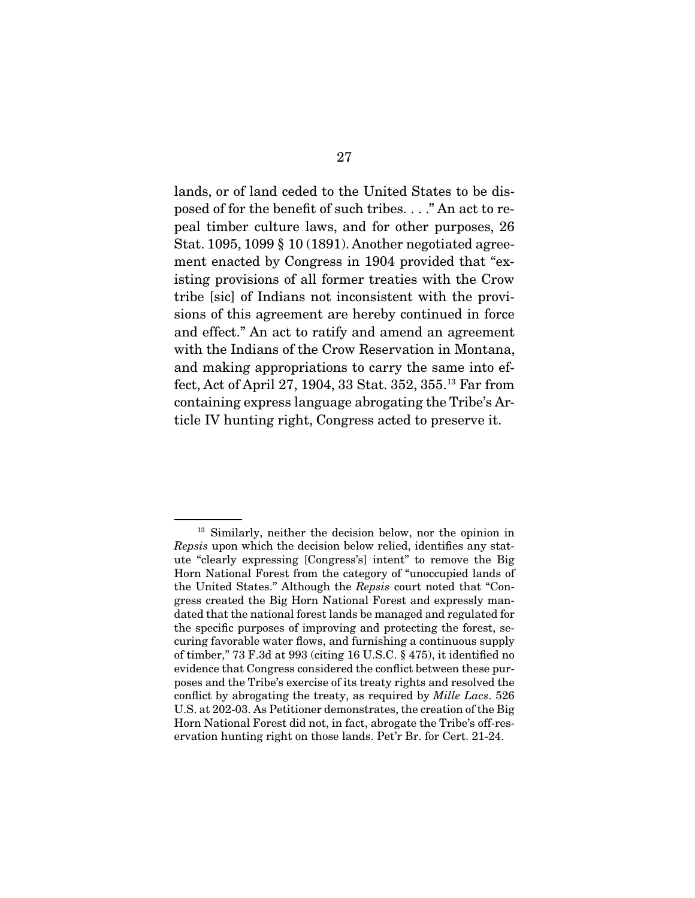lands, or of land ceded to the United States to be disposed of for the benefit of such tribes. . . ." An act to repeal timber culture laws, and for other purposes, 26 Stat. 1095, 1099 § 10 (1891). Another negotiated agreement enacted by Congress in 1904 provided that "existing provisions of all former treaties with the Crow tribe [sic] of Indians not inconsistent with the provisions of this agreement are hereby continued in force and effect." An act to ratify and amend an agreement with the Indians of the Crow Reservation in Montana, and making appropriations to carry the same into effect, Act of April 27, 1904, 33 Stat. 352, 355.[13] Far from containing express language abrogating the Tribe's Article IV hunting right, Congress acted to preserve it.

---

[13] Similarly, neither the decision below, nor the opinion in *Repsis* upon which the decision below relied, identifies any statute "clearly expressing [Congress's] intent" to remove the Big Horn National Forest from the category of "unoccupied lands of the United States." Although the *Repsis* court noted that "Congress created the Big Horn National Forest and expressly mandated that the national forest lands be managed and regulated for the specific purposes of improving and protecting the forest, securing favorable water flows, and furnishing a continuous supply of timber," 73 F.3d at 993 (citing 16 U.S.C. § 475), it identified no evidence that Congress considered the conflict between these purposes and the Tribe's exercise of its treaty rights and resolved the conflict by abrogating the treaty, as required by *Mille Lacs*. 526 U.S. at 202-03. As Petitioner demonstrates, the creation of the Big Horn National Forest did not, in fact, abrogate the Tribe's off-reservation hunting right on those lands. Pet'r Br. for Cert. 21-24.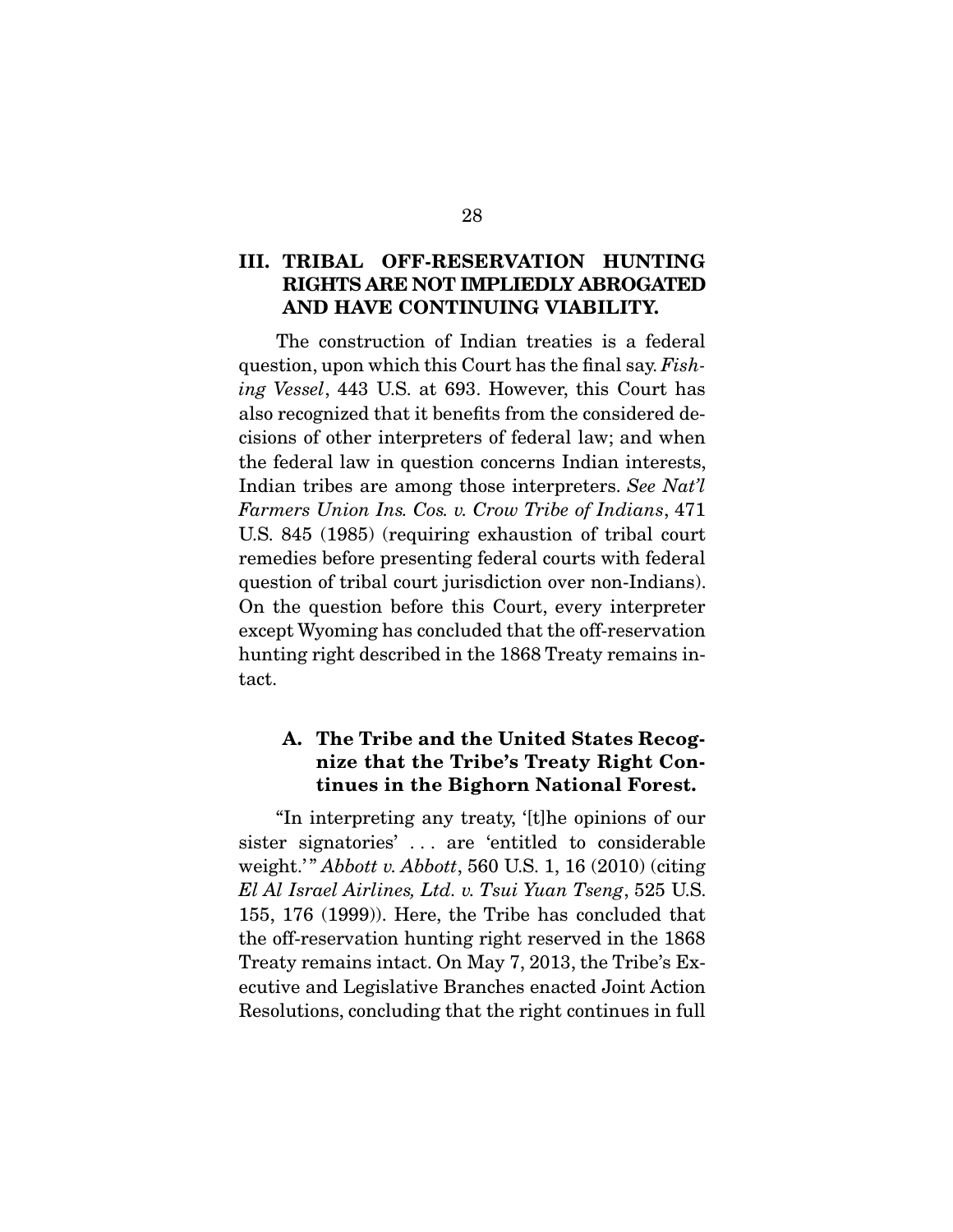## III. TRIBAL OFF-RESERVATION HUNTING RIGHTS ARE NOT IMPLIEDLY ABROGATED AND HAVE CONTINUING VIABILITY.

The construction of Indian treaties is a federal question, upon which this Court has the final say. *Fishing Vessel*, 443 U.S. at 693. However, this Court has also recognized that it benefits from the considered decisions of other interpreters of federal law; and when the federal law in question concerns Indian interests, Indian tribes are among those interpreters. *See Nat'l Farmers Union Ins. Cos. v. Crow Tribe of Indians*, 471 U.S. 845 (1985) (requiring exhaustion of tribal court remedies before presenting federal courts with federal question of tribal court jurisdiction over non-Indians). On the question before this Court, every interpreter except Wyoming has concluded that the off-reservation hunting right described in the 1868 Treaty remains intact.

### A. The Tribe and the United States Recognize that the Tribe's Treaty Right Continues in the Bighorn National Forest.

"In interpreting any treaty, '[t]he opinions of our sister signatories' . . . are 'entitled to considerable weight.'" *Abbott v. Abbott*, 560 U.S. 1, 16 (2010) (citing *El Al Israel Airlines, Ltd. v. Tsui Yuan Tseng*, 525 U.S. 155, 176 (1999)). Here, the Tribe has concluded that the off-reservation hunting right reserved in the 1868 Treaty remains intact. On May 7, 2013, the Tribe's Executive and Legislative Branches enacted Joint Action Resolutions, concluding that the right continues in full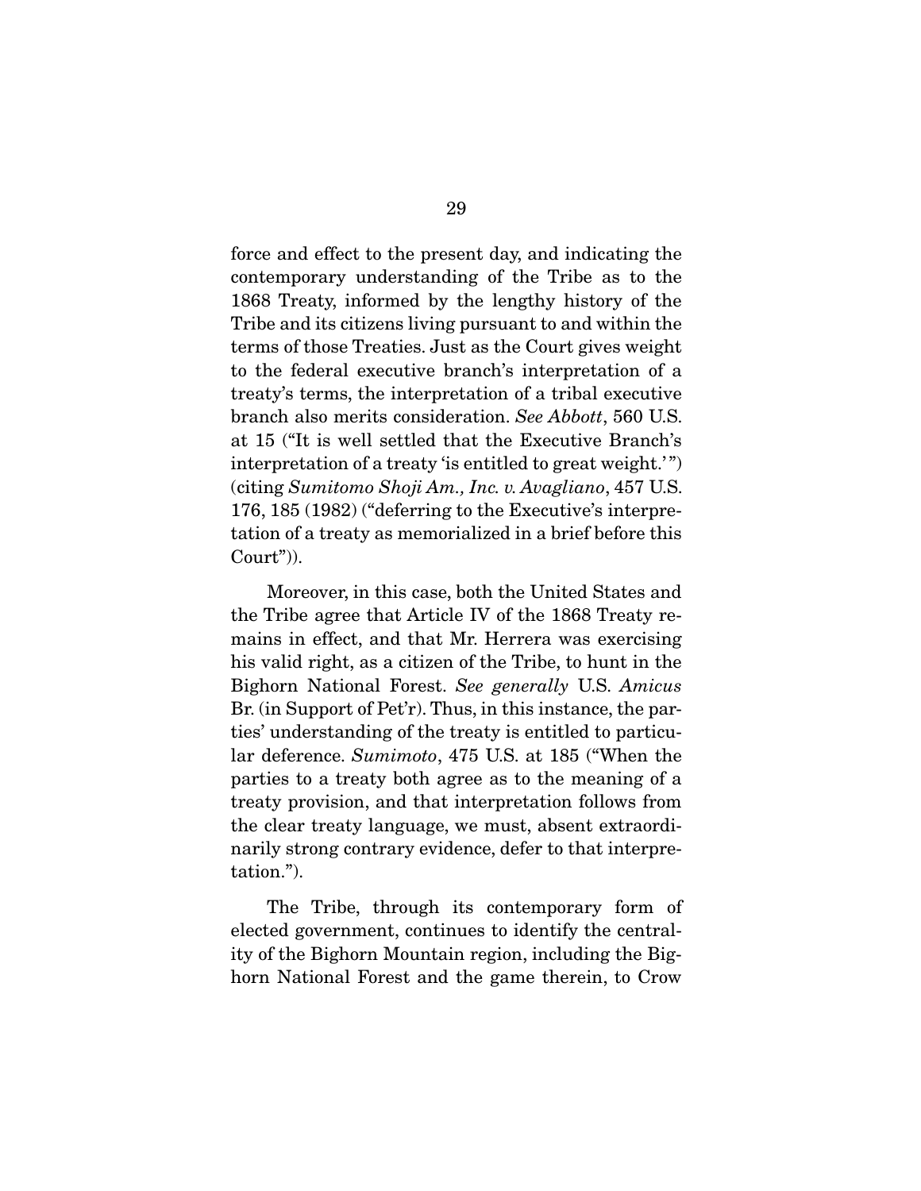force and effect to the present day, and indicating the contemporary understanding of the Tribe as to the 1868 Treaty, informed by the lengthy history of the Tribe and its citizens living pursuant to and within the terms of those Treaties. Just as the Court gives weight to the federal executive branch's interpretation of a treaty's terms, the interpretation of a tribal executive branch also merits consideration. *See Abbott*, 560 U.S. at 15 ("It is well settled that the Executive Branch's interpretation of a treaty 'is entitled to great weight.'") (citing *Sumitomo Shoji Am., Inc. v. Avagliano*, 457 U.S. 176, 185 (1982) ("deferring to the Executive's interpretation of a treaty as memorialized in a brief before this Court")).

Moreover, in this case, both the United States and the Tribe agree that Article IV of the 1868 Treaty remains in effect, and that Mr. Herrera was exercising his valid right, as a citizen of the Tribe, to hunt in the Bighorn National Forest. *See generally* U.S. *Amicus* Br. (in Support of Pet'r). Thus, in this instance, the parties' understanding of the treaty is entitled to particular deference. *Sumimoto*, 475 U.S. at 185 ("When the parties to a treaty both agree as to the meaning of a treaty provision, and that interpretation follows from the clear treaty language, we must, absent extraordinarily strong contrary evidence, defer to that interpretation.").

The Tribe, through its contemporary form of elected government, continues to identify the centrality of the Bighorn Mountain region, including the Bighorn National Forest and the game therein, to Crow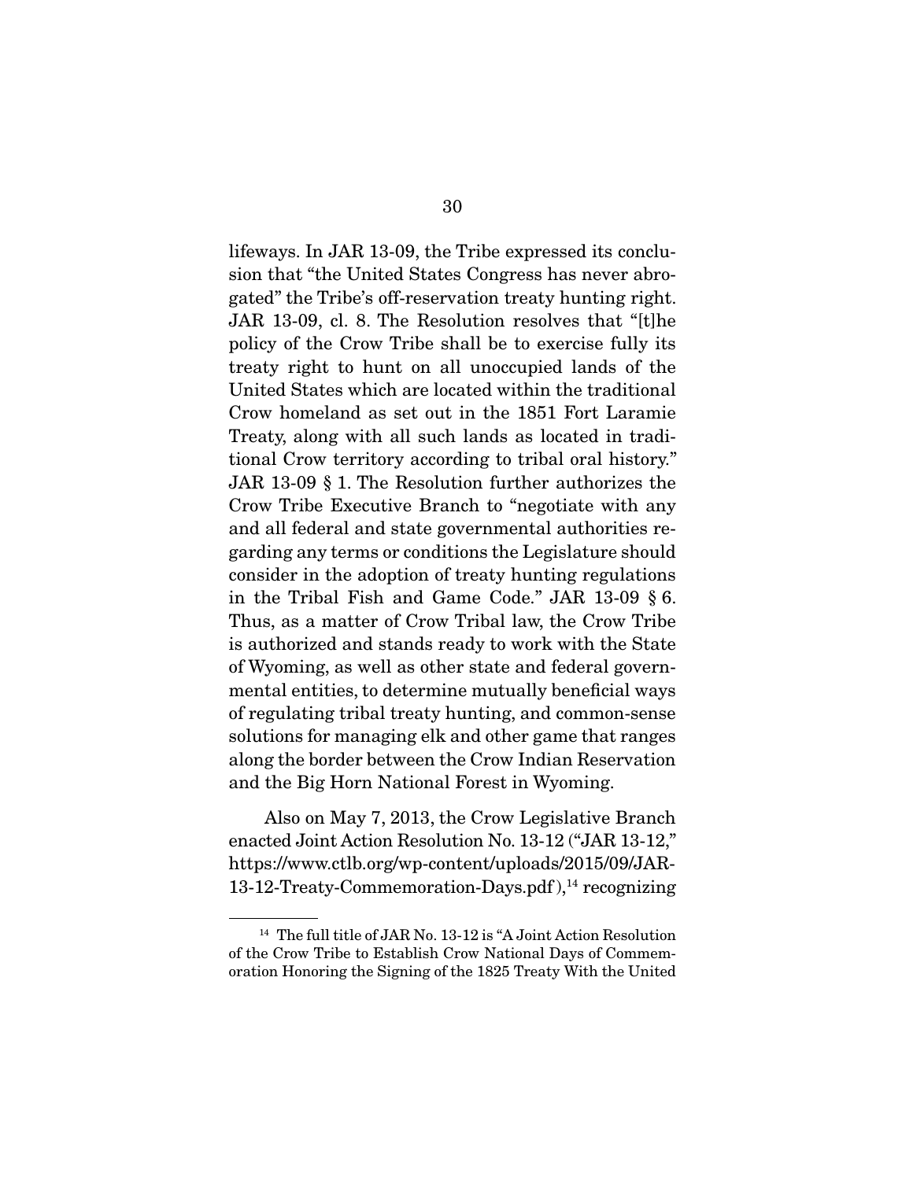lifeways. In JAR 13-09, the Tribe expressed its conclusion that "the United States Congress has never abrogated" the Tribe's off-reservation treaty hunting right. JAR 13-09, cl. 8. The Resolution resolves that "[t]he policy of the Crow Tribe shall be to exercise fully its treaty right to hunt on all unoccupied lands of the United States which are located within the traditional Crow homeland as set out in the 1851 Fort Laramie Treaty, along with all such lands as located in traditional Crow territory according to tribal oral history." JAR 13-09 § 1. The Resolution further authorizes the Crow Tribe Executive Branch to "negotiate with any and all federal and state governmental authorities regarding any terms or conditions the Legislature should consider in the adoption of treaty hunting regulations in the Tribal Fish and Game Code." JAR 13-09 § 6. Thus, as a matter of Crow Tribal law, the Crow Tribe is authorized and stands ready to work with the State of Wyoming, as well as other state and federal governmental entities, to determine mutually beneficial ways of regulating tribal treaty hunting, and common-sense solutions for managing elk and other game that ranges along the border between the Crow Indian Reservation and the Big Horn National Forest in Wyoming.

Also on May 7, 2013, the Crow Legislative Branch enacted Joint Action Resolution No. 13-12 ("JAR 13-12," https://www.ctlb.org/wp-content/uploads/2015/09/JAR-13-12-Treaty-Commemoration-Days.pdf ),[14] recognizing

[14] The full title of JAR No. 13-12 is "A Joint Action Resolution of the Crow Tribe to Establish Crow National Days of Commemoration Honoring the Signing of the 1825 Treaty With the United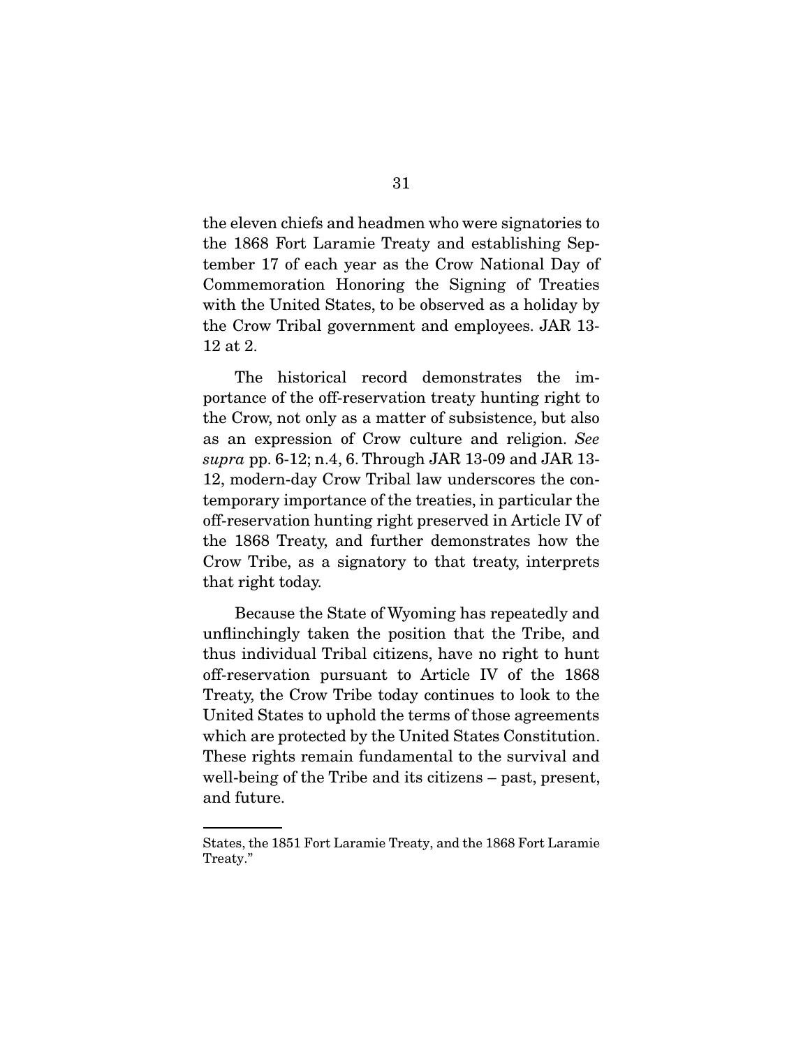the eleven chiefs and headmen who were signatories to the 1868 Fort Laramie Treaty and establishing September 17 of each year as the Crow National Day of Commemoration Honoring the Signing of Treaties with the United States, to be observed as a holiday by the Crow Tribal government and employees. JAR 13-12 at 2.

The historical record demonstrates the importance of the off-reservation treaty hunting right to the Crow, not only as a matter of subsistence, but also as an expression of Crow culture and religion. *See supra* pp. 6-12; n.4, 6. Through JAR 13-09 and JAR 13-12, modern-day Crow Tribal law underscores the contemporary importance of the treaties, in particular the off-reservation hunting right preserved in Article IV of the 1868 Treaty, and further demonstrates how the Crow Tribe, as a signatory to that treaty, interprets that right today.

Because the State of Wyoming has repeatedly and unflinchingly taken the position that the Tribe, and thus individual Tribal citizens, have no right to hunt off-reservation pursuant to Article IV of the 1868 Treaty, the Crow Tribe today continues to look to the United States to uphold the terms of those agreements which are protected by the United States Constitution. These rights remain fundamental to the survival and well-being of the Tribe and its citizens – past, present, and future.

---

States, the 1851 Fort Laramie Treaty, and the 1868 Fort Laramie Treaty."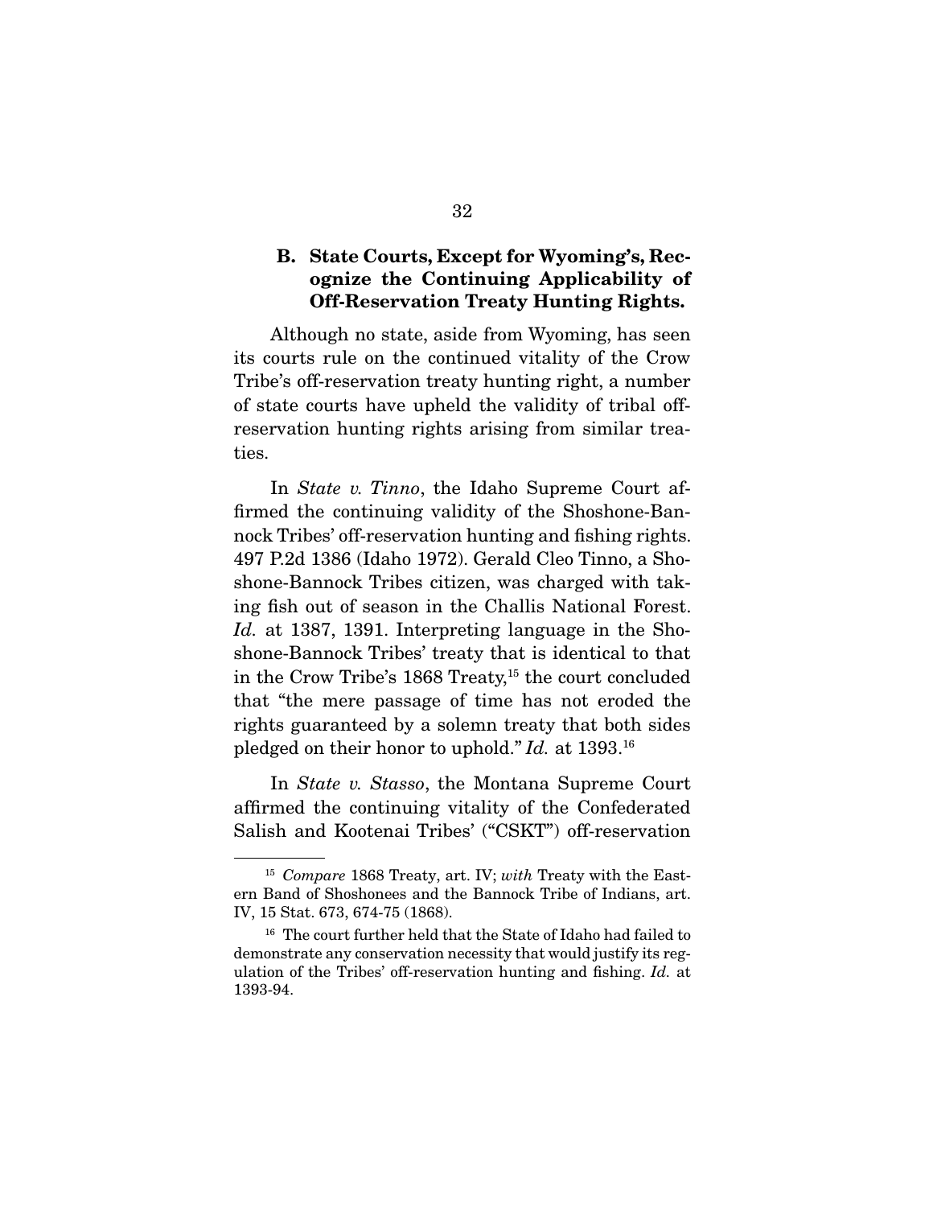### B. State Courts, Except for Wyoming's, Recognize the Continuing Applicability of Off-Reservation Treaty Hunting Rights.

Although no state, aside from Wyoming, has seen its courts rule on the continued vitality of the Crow Tribe's off-reservation treaty hunting right, a number of state courts have upheld the validity of tribal off-reservation hunting rights arising from similar treaties.

In *State v. Tinno*, the Idaho Supreme Court affirmed the continuing validity of the Shoshone-Bannock Tribes' off-reservation hunting and fishing rights. 497 P.2d 1386 (Idaho 1972). Gerald Cleo Tinno, a Shoshone-Bannock Tribes citizen, was charged with taking fish out of season in the Challis National Forest. *Id.* at 1387, 1391. Interpreting language in the Shoshone-Bannock Tribes' treaty that is identical to that in the Crow Tribe's 1868 Treaty,[15] the court concluded that "the mere passage of time has not eroded the rights guaranteed by a solemn treaty that both sides pledged on their honor to uphold." *Id.* at 1393.[16]

In *State v. Stasso*, the Montana Supreme Court affirmed the continuing vitality of the Confederated Salish and Kootenai Tribes' ("CSKT") off-reservation

---

[15] *Compare* 1868 Treaty, art. IV; *with* Treaty with the Eastern Band of Shoshonees and the Bannock Tribe of Indians, art. IV, 15 Stat. 673, 674-75 (1868).

[16] The court further held that the State of Idaho had failed to demonstrate any conservation necessity that would justify its regulation of the Tribes' off-reservation hunting and fishing. *Id.* at 1393-94.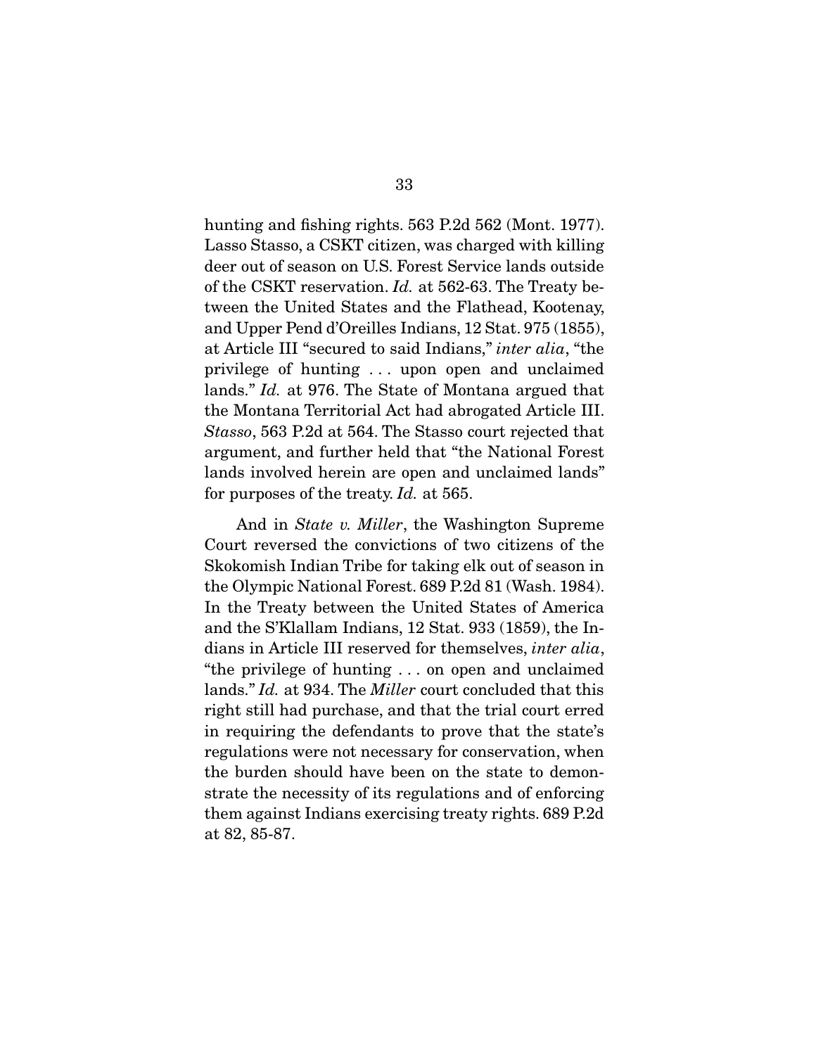hunting and fishing rights. 563 P.2d 562 (Mont. 1977). Lasso Stasso, a CSKT citizen, was charged with killing deer out of season on U.S. Forest Service lands outside of the CSKT reservation. *Id.* at 562-63. The Treaty between the United States and the Flathead, Kootenay, and Upper Pend d'Oreilles Indians, 12 Stat. 975 (1855), at Article III "secured to said Indians," *inter alia*, "the privilege of hunting . . . upon open and unclaimed lands." *Id.* at 976. The State of Montana argued that the Montana Territorial Act had abrogated Article III. *Stasso*, 563 P.2d at 564. The Stasso court rejected that argument, and further held that "the National Forest lands involved herein are open and unclaimed lands" for purposes of the treaty. *Id.* at 565.

And in *State v. Miller*, the Washington Supreme Court reversed the convictions of two citizens of the Skokomish Indian Tribe for taking elk out of season in the Olympic National Forest. 689 P.2d 81 (Wash. 1984). In the Treaty between the United States of America and the S'Klallam Indians, 12 Stat. 933 (1859), the Indians in Article III reserved for themselves, *inter alia*, "the privilege of hunting . . . on open and unclaimed lands." *Id.* at 934. The *Miller* court concluded that this right still had purchase, and that the trial court erred in requiring the defendants to prove that the state's regulations were not necessary for conservation, when the burden should have been on the state to demonstrate the necessity of its regulations and of enforcing them against Indians exercising treaty rights. 689 P.2d at 82, 85-87.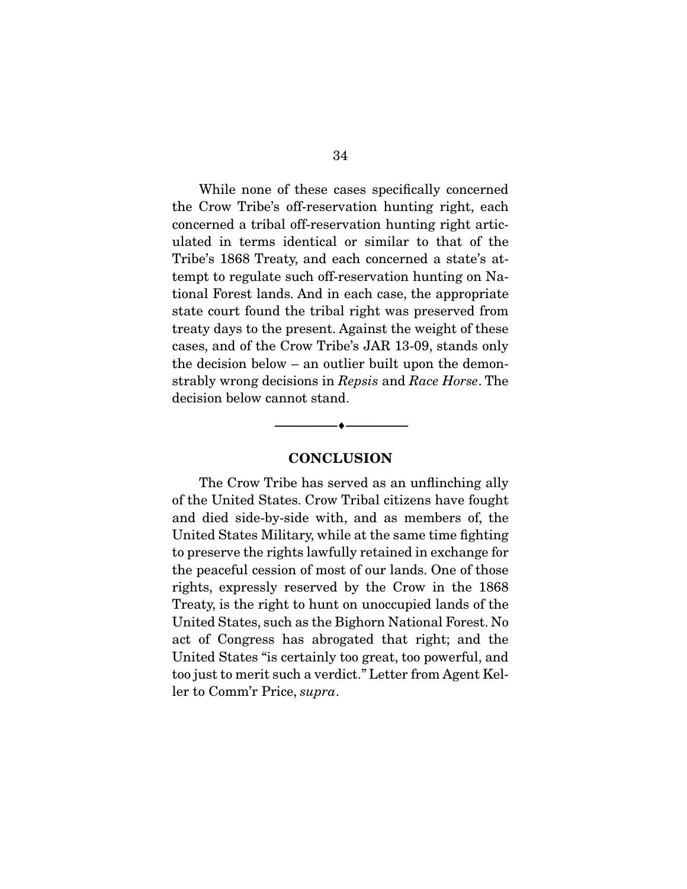While none of these cases specifically concerned the Crow Tribe's off-reservation hunting right, each concerned a tribal off-reservation hunting right articulated in terms identical or similar to that of the Tribe's 1868 Treaty, and each concerned a state's attempt to regulate such off-reservation hunting on National Forest lands. And in each case, the appropriate state court found the tribal right was preserved from treaty days to the present. Against the weight of these cases, and of the Crow Tribe's JAR 13-09, stands only the decision below – an outlier built upon the demonstrably wrong decisions in *Repsis* and *Race Horse*. The decision below cannot stand.

---

## CONCLUSION

The Crow Tribe has served as an unflinching ally of the United States. Crow Tribal citizens have fought and died side-by-side with, and as members of, the United States Military, while at the same time fighting to preserve the rights lawfully retained in exchange for the peaceful cession of most of our lands. One of those rights, expressly reserved by the Crow in the 1868 Treaty, is the right to hunt on unoccupied lands of the United States, such as the Bighorn National Forest. No act of Congress has abrogated that right; and the United States "is certainly too great, too powerful, and too just to merit such a verdict." Letter from Agent Keller to Comm'r Price, *supra*.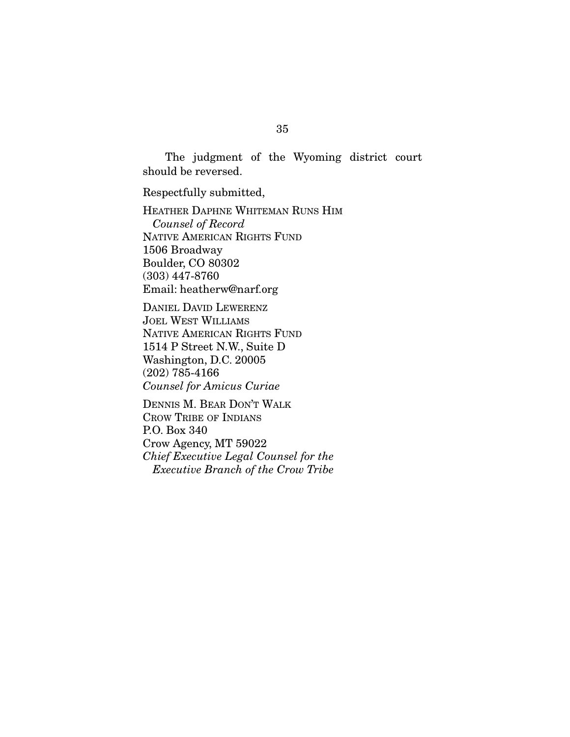The judgment of the Wyoming district court should be reversed.

Respectfully submitted,

HEATHER DAPHNE WHITEMAN RUNS HIM
*Counsel of Record*
NATIVE AMERICAN RIGHTS FUND
1506 Broadway
Boulder, CO 80302
(303) 447-8760
Email: heatherw@narf.org

DANIEL DAVID LEWERENZ
JOEL WEST WILLIAMS
NATIVE AMERICAN RIGHTS FUND
1514 P Street N.W., Suite D
Washington, D.C. 20005
(202) 785-4166
*Counsel for Amicus Curiae*

DENNIS M. BEAR DON'T WALK
CROW TRIBE OF INDIANS
P.O. Box 340
Crow Agency, MT 59022
*Chief Executive Legal Counsel for the Executive Branch of the Crow Tribe*